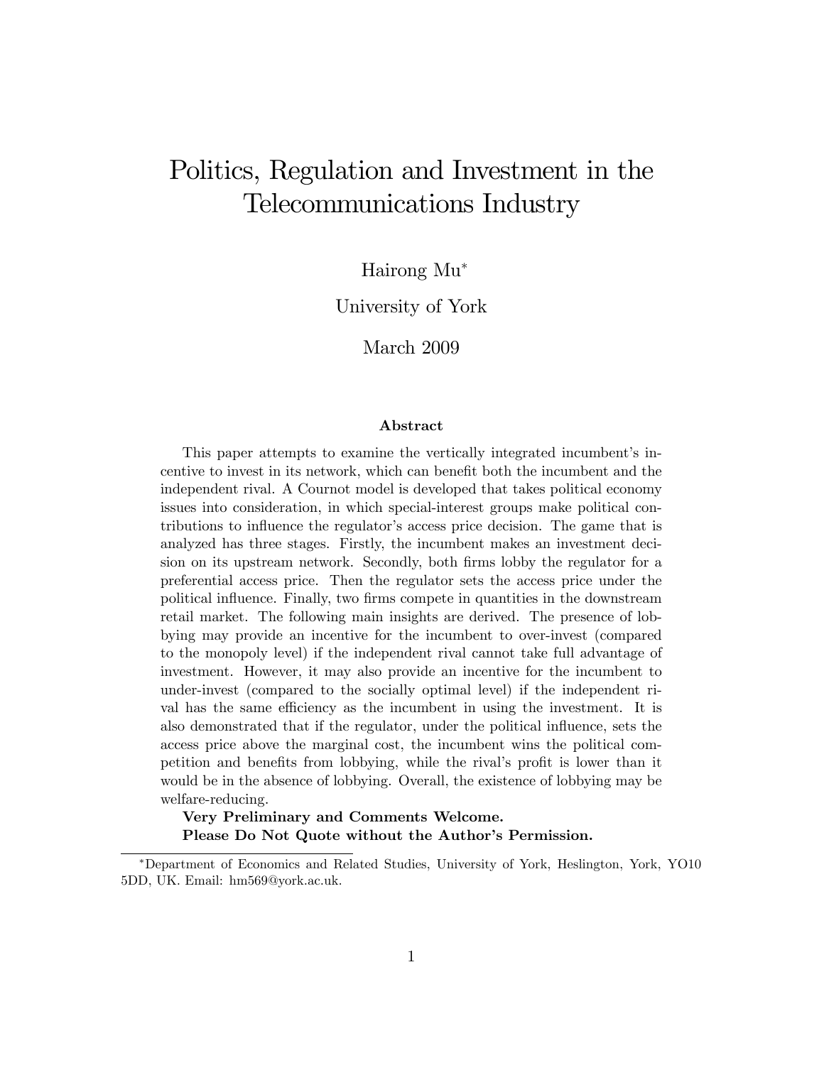# Politics, Regulation and Investment in the Telecommunications Industry

Hairong Mu*

University of York

March 2009

### Abstract

This paper attempts to examine the vertically integrated incumbent's incentive to invest in its network, which can benefit both the incumbent and the independent rival. A Cournot model is developed that takes political economy issues into consideration, in which special-interest groups make political contributions to influence the regulator's access price decision. The game that is analyzed has three stages. Firstly, the incumbent makes an investment decision on its upstream network. Secondly, both firms lobby the regulator for a preferential access price. Then the regulator sets the access price under the political influence. Finally, two firms compete in quantities in the downstream retail market. The following main insights are derived. The presence of lobbying may provide an incentive for the incumbent to over-invest (compared to the monopoly level) if the independent rival cannot take full advantage of investment. However, it may also provide an incentive for the incumbent to under-invest (compared to the socially optimal level) if the independent rival has the same efficiency as the incumbent in using the investment. It is also demonstrated that if the regulator, under the political influence, sets the access price above the marginal cost, the incumbent wins the political competition and benefits from lobbying, while the rival's profit is lower than it would be in the absence of lobbying. Overall, the existence of lobbying may be welfare-reducing.

**Very Preliminary and Comments Welcome.**
**Please Do Not Quote without the Author's Permission.**

---

*Department of Economics and Related Studies, University of York, Heslington, York, YO10 5DD, UK. Email: hm569@york.ac.uk.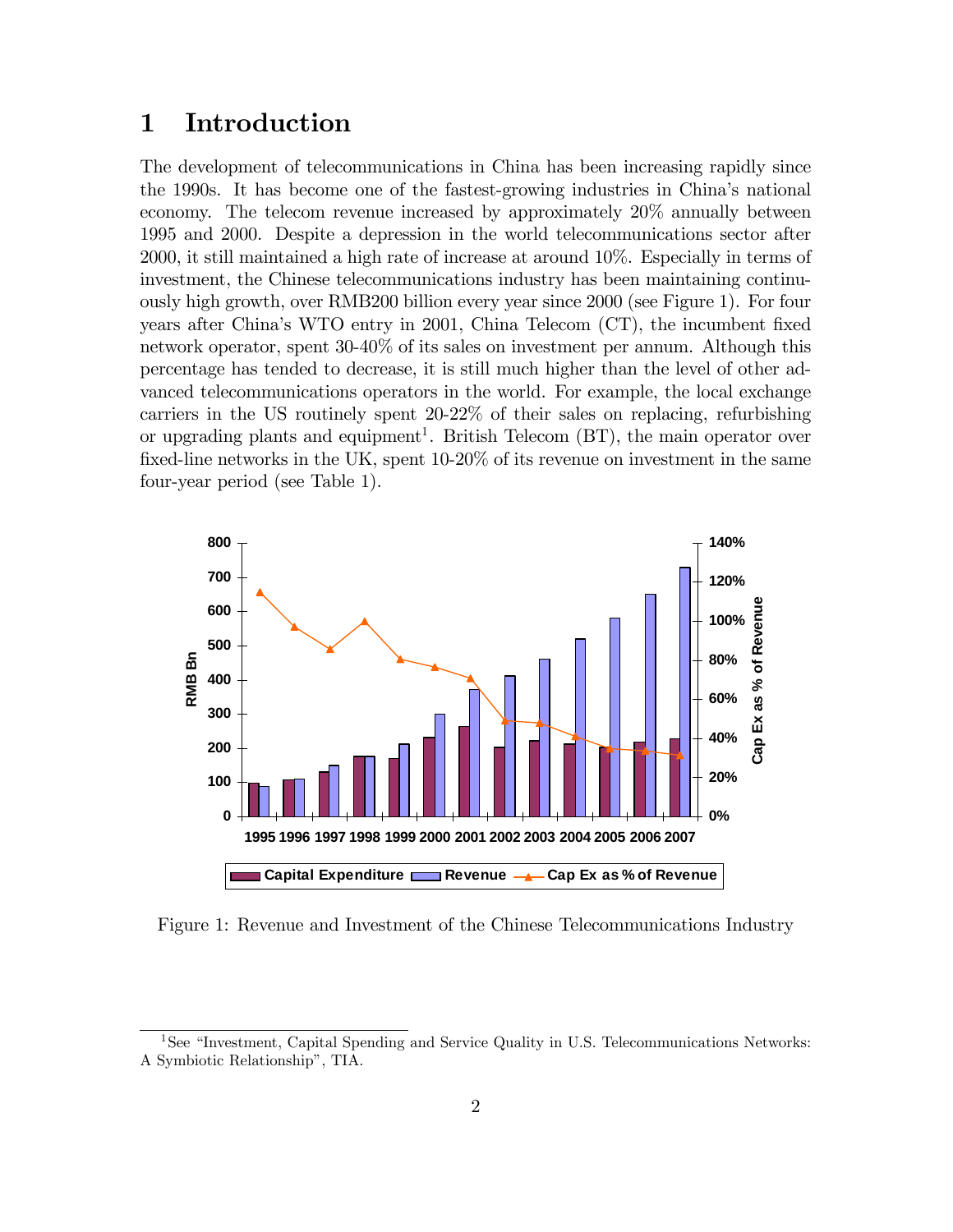# 1 Introduction

The development of telecommunications in China has been increasing rapidly since the 1990s. It has become one of the fastest-growing industries in China's national economy. The telecom revenue increased by approximately 20% annually between 1995 and 2000. Despite a depression in the world telecommunications sector after 2000, it still maintained a high rate of increase at around 10%. Especially in terms of investment, the Chinese telecommunications industry has been maintaining continuously high growth, over RMB200 billion every year since 2000 (see Figure 1). For four years after China's WTO entry in 2001, China Telecom (CT), the incumbent fixed network operator, spent 30-40% of its sales on investment per annum. Although this percentage has tended to decrease, it is still much higher than the level of other advanced telecommunications operators in the world. For example, the local exchange carriers in the US routinely spent 20-22% of their sales on replacing, refurbishing or upgrading plants and equipment[1]. British Telecom (BT), the main operator over fixed-line networks in the UK, spent 10-20% of its revenue on investment in the same four-year period (see Table 1).

Figure 1: Revenue and Investment of the Chinese Telecommunications Industry

[1] See "Investment, Capital Spending and Service Quality in U.S. Telecommunications Networks: A Symbiotic Relationship", TIA.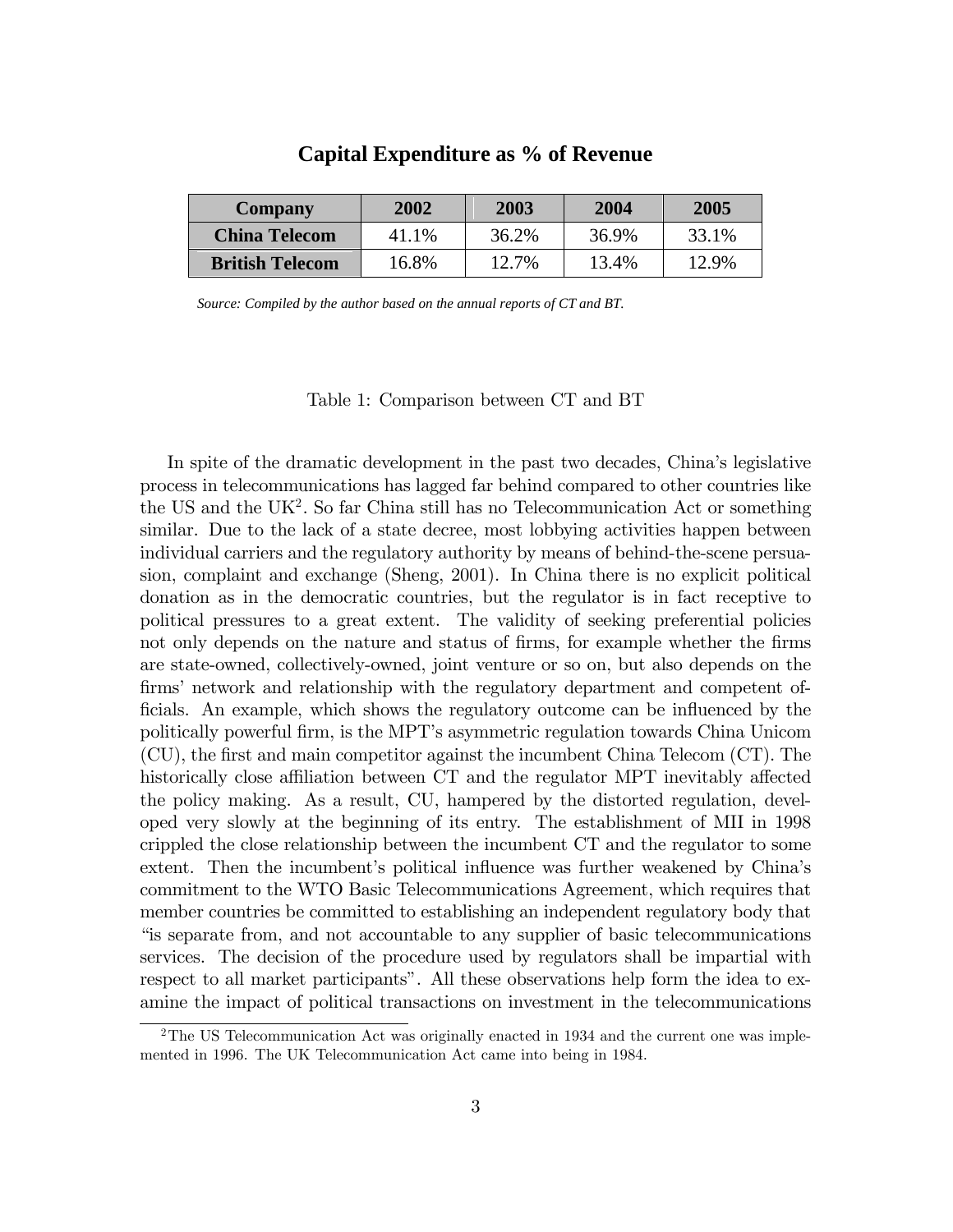**Capital Expenditure as % of Revenue**

| Company | 2002 | 2003 | 2004 | 2005 |
|---|---|---|---|---|
| **China Telecom** | 41.1% | 36.2% | 36.9% | 33.1% |
| **British Telecom** | 16.8% | 12.7% | 13.4% | 12.9% |

*Source: Compiled by the author based on the annual reports of CT and BT.*

Table 1: Comparison between CT and BT

In spite of the dramatic development in the past two decades, China's legislative process in telecommunications has lagged far behind compared to other countries like the US and the UK[2]. So far China still has no Telecommunication Act or something similar. Due to the lack of a state decree, most lobbying activities happen between individual carriers and the regulatory authority by means of behind-the-scene persuasion, complaint and exchange (Sheng, 2001). In China there is no explicit political donation as in the democratic countries, but the regulator is in fact receptive to political pressures to a great extent. The validity of seeking preferential policies not only depends on the nature and status of firms, for example whether the firms are state-owned, collectively-owned, joint venture or so on, but also depends on the firms' network and relationship with the regulatory department and competent officials. An example, which shows the regulatory outcome can be influenced by the politically powerful firm, is the MPT's asymmetric regulation towards China Unicom (CU), the first and main competitor against the incumbent China Telecom (CT). The historically close affiliation between CT and the regulator MPT inevitably affected the policy making. As a result, CU, hampered by the distorted regulation, developed very slowly at the beginning of its entry. The establishment of MII in 1998 crippled the close relationship between the incumbent CT and the regulator to some extent. Then the incumbent's political influence was further weakened by China's commitment to the WTO Basic Telecommunications Agreement, which requires that member countries be committed to establishing an independent regulatory body that "is separate from, and not accountable to any supplier of basic telecommunications services. The decision of the procedure used by regulators shall be impartial with respect to all market participants". All these observations help form the idea to examine the impact of political transactions on investment in the telecommunications

[2] The US Telecommunication Act was originally enacted in 1934 and the current one was implemented in 1996. The UK Telecommunication Act came into being in 1984.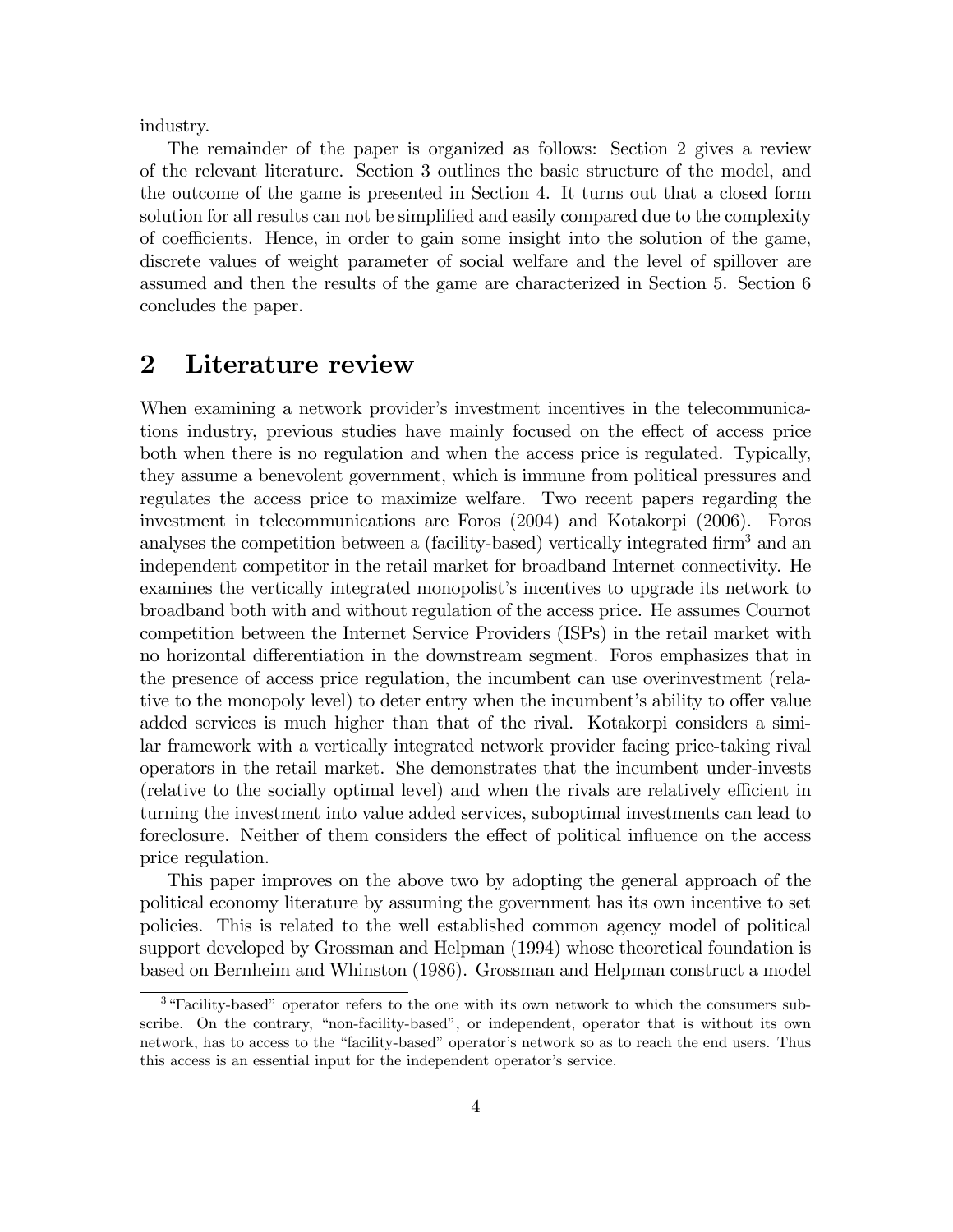industry.

The remainder of the paper is organized as follows: Section 2 gives a review of the relevant literature. Section 3 outlines the basic structure of the model, and the outcome of the game is presented in Section 4. It turns out that a closed form solution for all results can not be simplified and easily compared due to the complexity of coefficients. Hence, in order to gain some insight into the solution of the game, discrete values of weight parameter of social welfare and the level of spillover are assumed and then the results of the game are characterized in Section 5. Section 6 concludes the paper.

## 2 Literature review

When examining a network provider's investment incentives in the telecommunications industry, previous studies have mainly focused on the effect of access price both when there is no regulation and when the access price is regulated. Typically, they assume a benevolent government, which is immune from political pressures and regulates the access price to maximize welfare. Two recent papers regarding the investment in telecommunications are Foros (2004) and Kotakorpi (2006). Foros analyses the competition between a (facility-based) vertically integrated firm[3] and an independent competitor in the retail market for broadband Internet connectivity. He examines the vertically integrated monopolist's incentives to upgrade its network to broadband both with and without regulation of the access price. He assumes Cournot competition between the Internet Service Providers (ISPs) in the retail market with no horizontal differentiation in the downstream segment. Foros emphasizes that in the presence of access price regulation, the incumbent can use overinvestment (relative to the monopoly level) to deter entry when the incumbent's ability to offer value added services is much higher than that of the rival. Kotakorpi considers a similar framework with a vertically integrated network provider facing price-taking rival operators in the retail market. She demonstrates that the incumbent under-invests (relative to the socially optimal level) and when the rivals are relatively efficient in turning the investment into value added services, suboptimal investments can lead to foreclosure. Neither of them considers the effect of political influence on the access price regulation.

This paper improves on the above two by adopting the general approach of the political economy literature by assuming the government has its own incentive to set policies. This is related to the well established common agency model of political support developed by Grossman and Helpman (1994) whose theoretical foundation is based on Bernheim and Whinston (1986). Grossman and Helpman construct a model

[3] "Facility-based" operator refers to the one with its own network to which the consumers subscribe. On the contrary, "non-facility-based", or independent, operator that is without its own network, has to access to the "facility-based" operator's network so as to reach the end users. Thus this access is an essential input for the independent operator's service.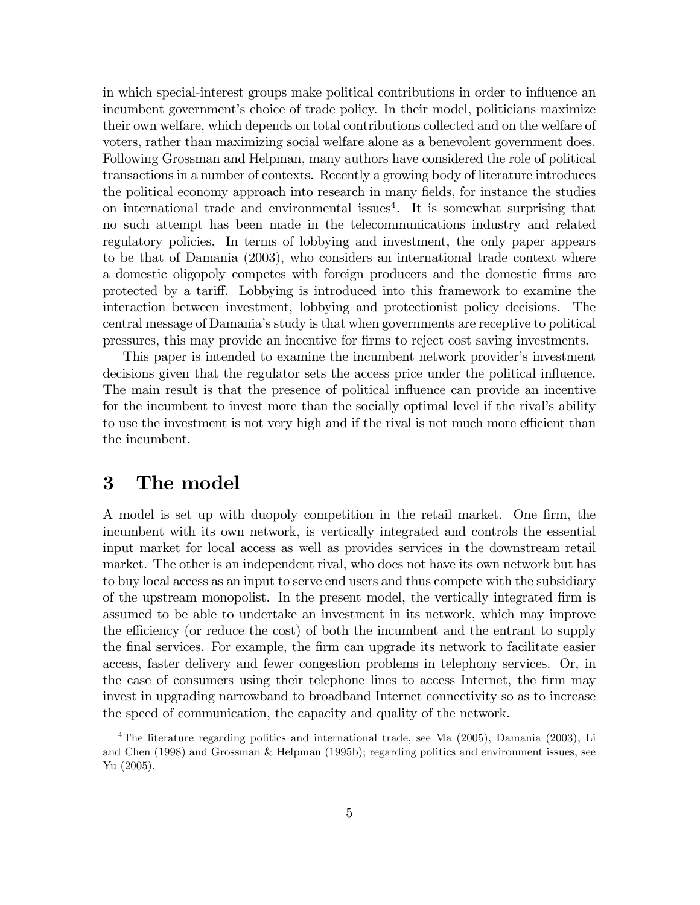in which special-interest groups make political contributions in order to influence an incumbent government's choice of trade policy. In their model, politicians maximize their own welfare, which depends on total contributions collected and on the welfare of voters, rather than maximizing social welfare alone as a benevolent government does. Following Grossman and Helpman, many authors have considered the role of political transactions in a number of contexts. Recently a growing body of literature introduces the political economy approach into research in many fields, for instance the studies on international trade and environmental issues[4]. It is somewhat surprising that no such attempt has been made in the telecommunications industry and related regulatory policies. In terms of lobbying and investment, the only paper appears to be that of Damania (2003), who considers an international trade context where a domestic oligopoly competes with foreign producers and the domestic firms are protected by a tariff. Lobbying is introduced into this framework to examine the interaction between investment, lobbying and protectionist policy decisions. The central message of Damania's study is that when governments are receptive to political pressures, this may provide an incentive for firms to reject cost saving investments.

This paper is intended to examine the incumbent network provider's investment decisions given that the regulator sets the access price under the political influence. The main result is that the presence of political influence can provide an incentive for the incumbent to invest more than the socially optimal level if the rival's ability to use the investment is not very high and if the rival is not much more efficient than the incumbent.

# 3 The model

A model is set up with duopoly competition in the retail market. One firm, the incumbent with its own network, is vertically integrated and controls the essential input market for local access as well as provides services in the downstream retail market. The other is an independent rival, who does not have its own network but has to buy local access as an input to serve end users and thus compete with the subsidiary of the upstream monopolist. In the present model, the vertically integrated firm is assumed to be able to undertake an investment in its network, which may improve the efficiency (or reduce the cost) of both the incumbent and the entrant to supply the final services. For example, the firm can upgrade its network to facilitate easier access, faster delivery and fewer congestion problems in telephony services. Or, in the case of consumers using their telephone lines to access Internet, the firm may invest in upgrading narrowband to broadband Internet connectivity so as to increase the speed of communication, the capacity and quality of the network.

[4] The literature regarding politics and international trade, see Ma (2005), Damania (2003), Li and Chen (1998) and Grossman & Helpman (1995b); regarding politics and environment issues, see Yu (2005).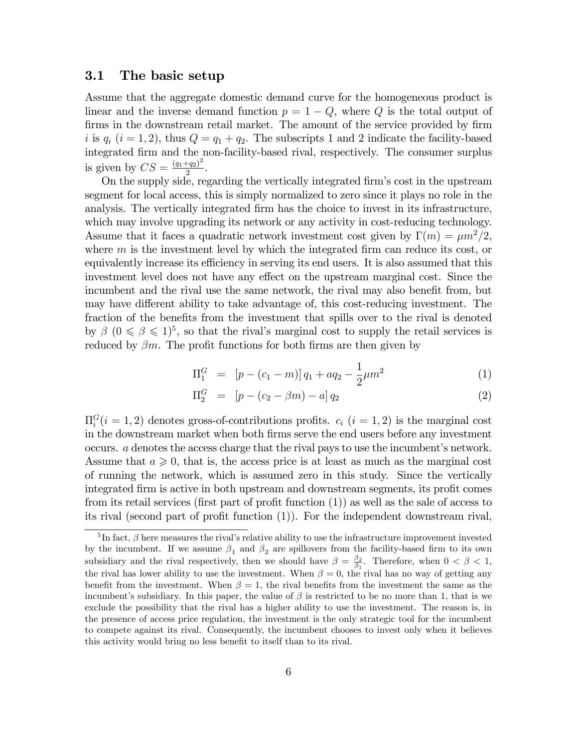### 3.1 The basic setup

Assume that the aggregate domestic demand curve for the homogeneous product is linear and the inverse demand function $p = 1 - Q$, where $Q$ is the total output of firms in the downstream retail market. The amount of the service provided by firm $i$ is $q_i$ $(i = 1, 2)$, thus $Q = q_1 + q_2$. The subscripts 1 and 2 indicate the facility-based integrated firm and the non-facility-based rival, respectively. The consumer surplus is given by $CS = \frac{(q_1+q_2)^2}{2}$.

On the supply side, regarding the vertically integrated firm's cost in the upstream segment for local access, this is simply normalized to zero since it plays no role in the analysis. The vertically integrated firm has the choice to invest in its infrastructure, which may involve upgrading its network or any activity in cost-reducing technology. Assume that it faces a quadratic network investment cost given by $\Gamma(m) = \mu m^2/2$, where $m$ is the investment level by which the integrated firm can reduce its cost, or equivalently increase its efficiency in serving its end users. It is also assumed that this investment level does not have any effect on the upstream marginal cost. Since the incumbent and the rival use the same network, the rival may also benefit from, but may have different ability to take advantage of, this cost-reducing investment. The fraction of the benefits from the investment that spills over to the rival is denoted by $\beta$ $(0 \leqslant \beta \leqslant 1)$[5], so that the rival's marginal cost to supply the retail services is reduced by $\beta m$. The profit functions for both firms are then given by

$$\Pi_1^G = [p - (c_1 - m)]\, q_1 + a q_2 - \frac{1}{2}\mu m^2 \tag{1}$$

$$\Pi_2^G = [p - (c_2 - \beta m) - a]\, q_2 \tag{2}$$

$\Pi_i^G (i = 1, 2)$ denotes gross-of-contributions profits. $c_i$ $(i = 1, 2)$ is the marginal cost in the downstream market when both firms serve the end users before any investment occurs. $a$ denotes the access charge that the rival pays to use the incumbent's network. Assume that $a \geqslant 0$, that is, the access price is at least as much as the marginal cost of running the network, which is assumed zero in this study. Since the vertically integrated firm is active in both upstream and downstream segments, its profit comes from its retail services (first part of profit function (1)) as well as the sale of access to its rival (second part of profit function (1)). For the independent downstream rival,

---

[5] In fact, $\beta$ here measures the rival's relative ability to use the infrastructure improvement invested by the incumbent. If we assume $\beta_1$ and $\beta_2$ are spillovers from the facility-based firm to its own subsidiary and the rival respectively, then we should have $\beta = \frac{\beta_2}{\beta_1}$. Therefore, when $0 < \beta < 1$, the rival has lower ability to use the investment. When $\beta = 0$, the rival has no way of getting any benefit from the investment. When $\beta = 1$, the rival benefits from the investment the same as the incumbent's subsidiary. In this paper, the value of $\beta$ is restricted to be no more than 1, that is we exclude the possibility that the rival has a higher ability to use the investment. The reason is, in the presence of access price regulation, the investment is the only strategic tool for the incumbent to compete against its rival. Consequently, the incumbent chooses to invest only when it believes this activity would bring no less benefit to itself than to its rival.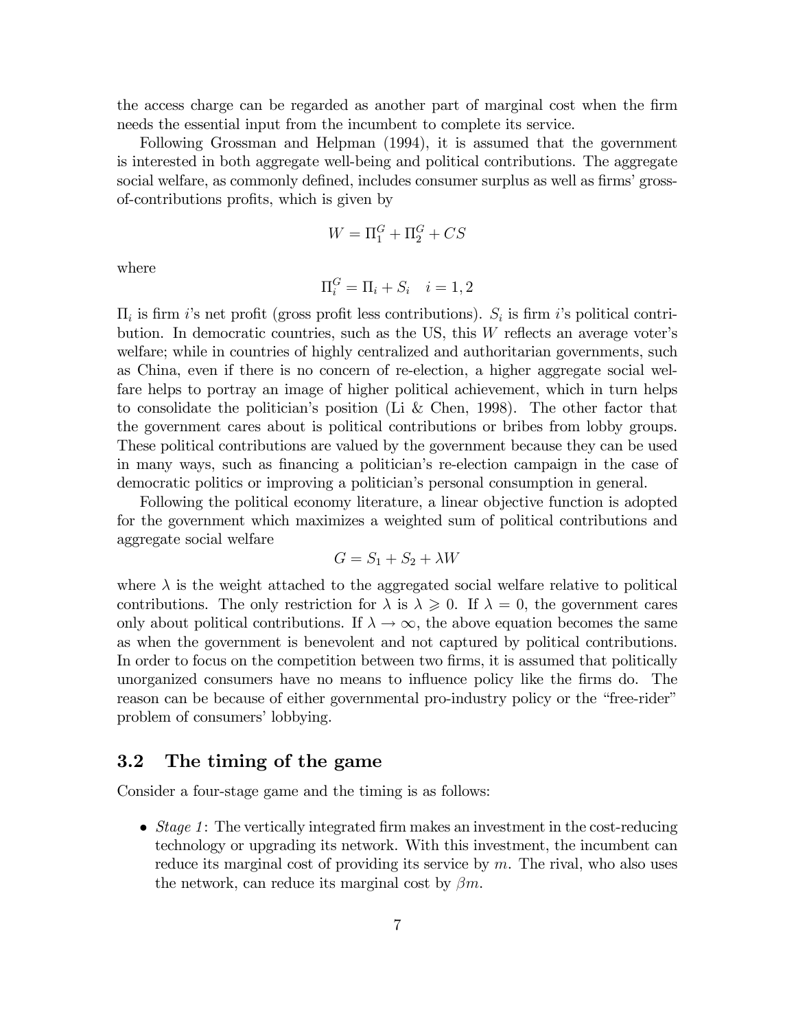the access charge can be regarded as another part of marginal cost when the firm needs the essential input from the incumbent to complete its service.

Following Grossman and Helpman (1994), it is assumed that the government is interested in both aggregate well-being and political contributions. The aggregate social welfare, as commonly defined, includes consumer surplus as well as firms' gross-of-contributions profits, which is given by

$$W = \Pi_1^G + \Pi_2^G + CS$$

where

$$\Pi_i^G = \Pi_i + S_i \quad i = 1, 2$$

$\Pi_i$ is firm $i$'s net profit (gross profit less contributions). $S_i$ is firm $i$'s political contribution. In democratic countries, such as the US, this $W$ reflects an average voter's welfare; while in countries of highly centralized and authoritarian governments, such as China, even if there is no concern of re-election, a higher aggregate social welfare helps to portray an image of higher political achievement, which in turn helps to consolidate the politician's position (Li & Chen, 1998). The other factor that the government cares about is political contributions or bribes from lobby groups. These political contributions are valued by the government because they can be used in many ways, such as financing a politician's re-election campaign in the case of democratic politics or improving a politician's personal consumption in general.

Following the political economy literature, a linear objective function is adopted for the government which maximizes a weighted sum of political contributions and aggregate social welfare

$$G = S_1 + S_2 + \lambda W$$

where $\lambda$ is the weight attached to the aggregated social welfare relative to political contributions. The only restriction for $\lambda$ is $\lambda \geqslant 0$. If $\lambda = 0$, the government cares only about political contributions. If $\lambda \to \infty$, the above equation becomes the same as when the government is benevolent and not captured by political contributions. In order to focus on the competition between two firms, it is assumed that politically unorganized consumers have no means to influence policy like the firms do. The reason can be because of either governmental pro-industry policy or the "free-rider" problem of consumers' lobbying.

## 3.2 The timing of the game

Consider a four-stage game and the timing is as follows:

- *Stage 1*: The vertically integrated firm makes an investment in the cost-reducing technology or upgrading its network. With this investment, the incumbent can reduce its marginal cost of providing its service by $m$. The rival, who also uses the network, can reduce its marginal cost by $\beta m$.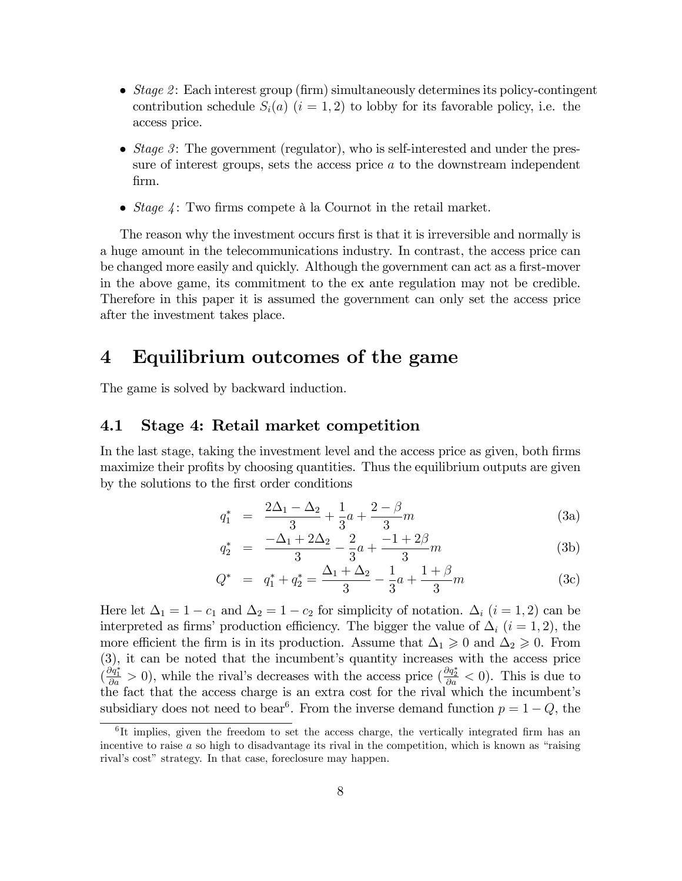- *Stage 2*: Each interest group (firm) simultaneously determines its policy-contingent contribution schedule $S_i(a)$ $(i = 1, 2)$ to lobby for its favorable policy, i.e. the access price.
- *Stage 3*: The government (regulator), who is self-interested and under the pressure of interest groups, sets the access price $a$ to the downstream independent firm.
- *Stage 4*: Two firms compete à la Cournot in the retail market.

The reason why the investment occurs first is that it is irreversible and normally is a huge amount in the telecommunications industry. In contrast, the access price can be changed more easily and quickly. Although the government can act as a first-mover in the above game, its commitment to the ex ante regulation may not be credible. Therefore in this paper it is assumed the government can only set the access price after the investment takes place.

# 4 Equilibrium outcomes of the game

The game is solved by backward induction.

## 4.1 Stage 4: Retail market competition

In the last stage, taking the investment level and the access price as given, both firms maximize their profits by choosing quantities. Thus the equilibrium outputs are given by the solutions to the first order conditions

$$q_1^* = \frac{2\Delta_1 - \Delta_2}{3} + \frac{1}{3}a + \frac{2-\beta}{3}m \tag{3a}$$

$$q_2^* = \frac{-\Delta_1 + 2\Delta_2}{3} - \frac{2}{3}a + \frac{-1+2\beta}{3}m \tag{3b}$$

$$Q^* = q_1^* + q_2^* = \frac{\Delta_1 + \Delta_2}{3} - \frac{1}{3}a + \frac{1+\beta}{3}m \tag{3c}$$

Here let $\Delta_1 = 1 - c_1$ and $\Delta_2 = 1 - c_2$ for simplicity of notation. $\Delta_i$ $(i = 1, 2)$ can be interpreted as firms' production efficiency. The bigger the value of $\Delta_i$ $(i = 1, 2)$, the more efficient the firm is in its production. Assume that $\Delta_1 \geqslant 0$ and $\Delta_2 \geqslant 0$. From (3), it can be noted that the incumbent's quantity increases with the access price ($\frac{\partial q_1^*}{\partial a} > 0$), while the rival's decreases with the access price ($\frac{\partial q_2^*}{\partial a} < 0$). This is due to the fact that the access charge is an extra cost for the rival which the incumbent's subsidiary does not need to bear[6]. From the inverse demand function $p = 1 - Q$, the

[6] It implies, given the freedom to set the access charge, the vertically integrated firm has an incentive to raise $a$ so high to disadvantage its rival in the competition, which is known as "raising rival's cost" strategy. In that case, foreclosure may happen.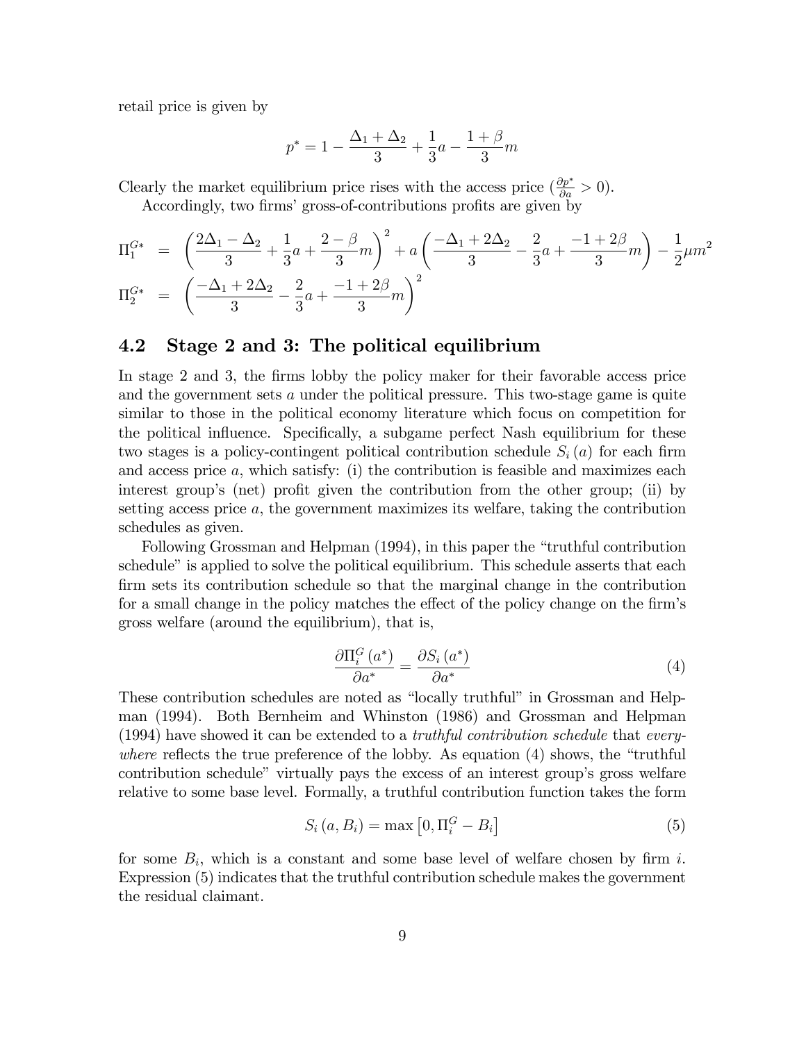retail price is given by

$$p^* = 1 - \frac{\Delta_1 + \Delta_2}{3} + \frac{1}{3}a - \frac{1+\beta}{3}m$$

Clearly the market equilibrium price rises with the access price ($\frac{\partial p^*}{\partial a} > 0$).

Accordingly, two firms' gross-of-contributions profits are given by

$$\begin{aligned}
\Pi_1^{G*} &= \left(\frac{2\Delta_1 - \Delta_2}{3} + \frac{1}{3}a + \frac{2-\beta}{3}m\right)^2 + a\left(\frac{-\Delta_1 + 2\Delta_2}{3} - \frac{2}{3}a + \frac{-1+2\beta}{3}m\right) - \frac{1}{2}\mu m^2 \\
\Pi_2^{G*} &= \left(\frac{-\Delta_1 + 2\Delta_2}{3} - \frac{2}{3}a + \frac{-1+2\beta}{3}m\right)^2
\end{aligned}$$

## 4.2 Stage 2 and 3: The political equilibrium

In stage 2 and 3, the firms lobby the policy maker for their favorable access price and the government sets $a$ under the political pressure. This two-stage game is quite similar to those in the political economy literature which focus on competition for the political influence. Specifically, a subgame perfect Nash equilibrium for these two stages is a policy-contingent political contribution schedule $S_i(a)$ for each firm and access price $a$, which satisfy: (i) the contribution is feasible and maximizes each interest group's (net) profit given the contribution from the other group; (ii) by setting access price $a$, the government maximizes its welfare, taking the contribution schedules as given.

Following Grossman and Helpman (1994), in this paper the "truthful contribution schedule" is applied to solve the political equilibrium. This schedule asserts that each firm sets its contribution schedule so that the marginal change in the contribution for a small change in the policy matches the effect of the policy change on the firm's gross welfare (around the equilibrium), that is,

$$\frac{\partial \Pi_i^G(a^*)}{\partial a^*} = \frac{\partial S_i(a^*)}{\partial a^*} \tag{4}$$

These contribution schedules are noted as "locally truthful" in Grossman and Helpman (1994). Both Bernheim and Whinston (1986) and Grossman and Helpman (1994) have showed it can be extended to a *truthful contribution schedule* that *everywhere* reflects the true preference of the lobby. As equation (4) shows, the "truthful contribution schedule" virtually pays the excess of an interest group's gross welfare relative to some base level. Formally, a truthful contribution function takes the form

$$S_i(a, B_i) = \max\left[0, \Pi_i^G - B_i\right] \tag{5}$$

for some $B_i$, which is a constant and some base level of welfare chosen by firm $i$. Expression (5) indicates that the truthful contribution schedule makes the government the residual claimant.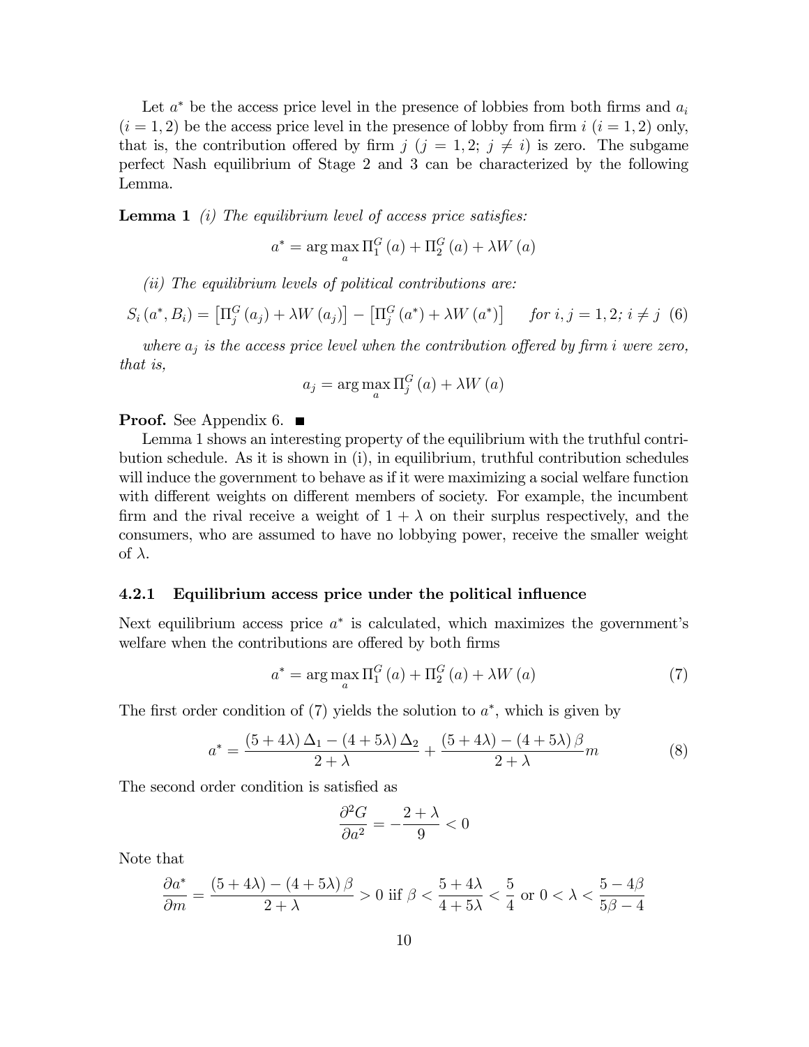Let $a^*$ be the access price level in the presence of lobbies from both firms and $a_i$ $(i = 1, 2)$ be the access price level in the presence of lobby from firm $i$ $(i = 1, 2)$ only, that is, the contribution offered by firm $j$ $(j = 1, 2;\ j \neq i)$ is zero. The subgame perfect Nash equilibrium of Stage 2 and 3 can be characterized by the following Lemma.

**Lemma 1** *(i) The equilibrium level of access price satisfies:*

$$a^* = \arg\max_a \Pi_1^G(a) + \Pi_2^G(a) + \lambda W(a)$$

*(ii) The equilibrium levels of political contributions are:*

$$S_i(a^*, B_i) = \left[\Pi_j^G(a_j) + \lambda W(a_j)\right] - \left[\Pi_j^G(a^*) + \lambda W(a^*)\right] \qquad \text{for } i, j = 1, 2;\ i \neq j \quad (6)$$

*where $a_j$ is the access price level when the contribution offered by firm $i$ were zero, that is,*

$$a_j = \arg\max_a \Pi_j^G(a) + \lambda W(a)$$

**Proof.** See Appendix 6. ∎

Lemma 1 shows an interesting property of the equilibrium with the truthful contribution schedule. As it is shown in (i), in equilibrium, truthful contribution schedules will induce the government to behave as if it were maximizing a social welfare function with different weights on different members of society. For example, the incumbent firm and the rival receive a weight of $1 + \lambda$ on their surplus respectively, and the consumers, who are assumed to have no lobbying power, receive the smaller weight of $\lambda$.

### 4.2.1 Equilibrium access price under the political influence

Next equilibrium access price $a^*$ is calculated, which maximizes the government's welfare when the contributions are offered by both firms

$$a^* = \arg\max_a \Pi_1^G(a) + \Pi_2^G(a) + \lambda W(a) \tag{7}$$

The first order condition of (7) yields the solution to $a^*$, which is given by

$$a^* = \frac{(5 + 4\lambda)\Delta_1 - (4 + 5\lambda)\Delta_2}{2 + \lambda} + \frac{(5 + 4\lambda) - (4 + 5\lambda)\beta}{2 + \lambda} m \tag{8}$$

The second order condition is satisfied as

$$\frac{\partial^2 G}{\partial a^2} = -\frac{2 + \lambda}{9} < 0$$

Note that

$$\frac{\partial a^*}{\partial m} = \frac{(5 + 4\lambda) - (4 + 5\lambda)\beta}{2 + \lambda} > 0 \text{ iif } \beta < \frac{5 + 4\lambda}{4 + 5\lambda} < \frac{5}{4} \text{ or } 0 < \lambda < \frac{5 - 4\beta}{5\beta - 4}$$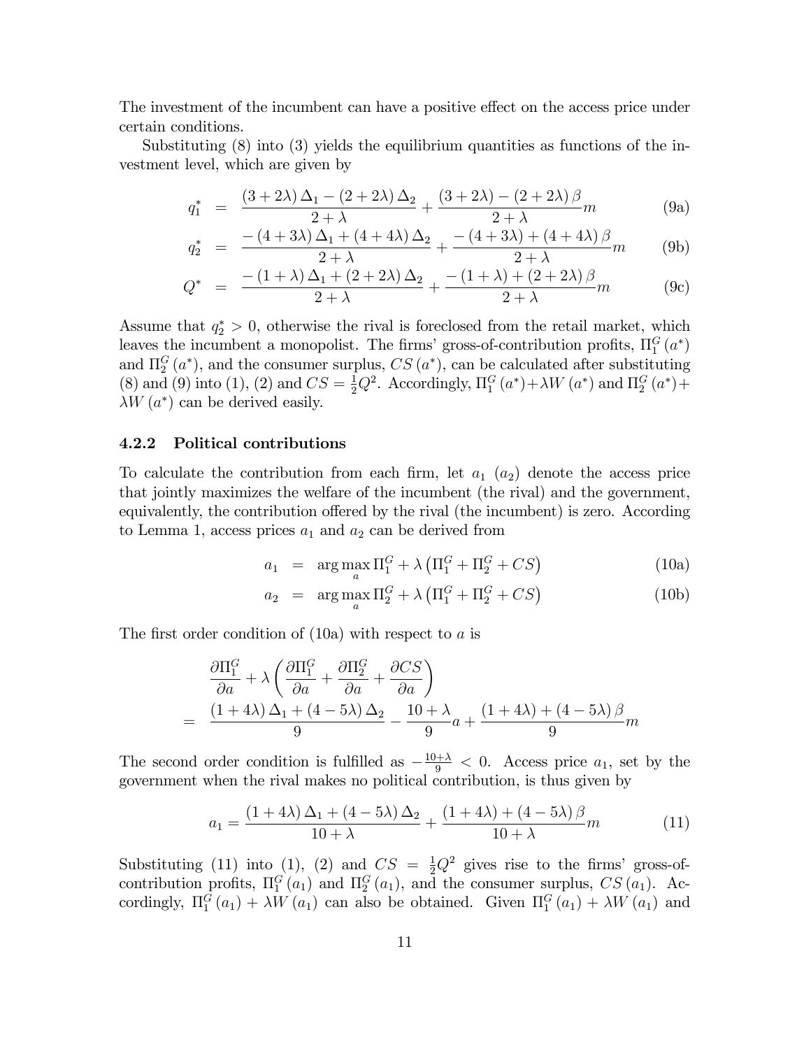The investment of the incumbent can have a positive effect on the access price under certain conditions.

Substituting (8) into (3) yields the equilibrium quantities as functions of the investment level, which are given by

$$
\begin{aligned}
q_1^* &= \frac{(3+2\lambda)\,\Delta_1 - (2+2\lambda)\,\Delta_2}{2+\lambda} + \frac{(3+2\lambda) - (2+2\lambda)\,\beta}{2+\lambda}m && \text{(9a)} \\
q_2^* &= \frac{-(4+3\lambda)\,\Delta_1 + (4+4\lambda)\,\Delta_2}{2+\lambda} + \frac{-(4+3\lambda) + (4+4\lambda)\,\beta}{2+\lambda}m && \text{(9b)} \\
Q^* &= \frac{-(1+\lambda)\,\Delta_1 + (2+2\lambda)\,\Delta_2}{2+\lambda} + \frac{-(1+\lambda) + (2+2\lambda)\,\beta}{2+\lambda}m && \text{(9c)}
\end{aligned}
$$

Assume that $q_2^* > 0$, otherwise the rival is foreclosed from the retail market, which leaves the incumbent a monopolist. The firms' gross-of-contribution profits, $\Pi_1^G(a^*)$ and $\Pi_2^G(a^*)$, and the consumer surplus, $CS(a^*)$, can be calculated after substituting (8) and (9) into (1), (2) and $CS = \frac{1}{2}Q^2$. Accordingly, $\Pi_1^G(a^*) + \lambda W(a^*)$ and $\Pi_2^G(a^*) + \lambda W(a^*)$ can be derived easily.

### 4.2.2 Political contributions

To calculate the contribution from each firm, let $a_1$ ($a_2$) denote the access price that jointly maximizes the welfare of the incumbent (the rival) and the government, equivalently, the contribution offered by the rival (the incumbent) is zero. According to Lemma 1, access prices $a_1$ and $a_2$ can be derived from

$$
\begin{aligned}
a_1 &= \arg\max_a \Pi_1^G + \lambda\left(\Pi_1^G + \Pi_2^G + CS\right) && \text{(10a)} \\
a_2 &= \arg\max_a \Pi_2^G + \lambda\left(\Pi_1^G + \Pi_2^G + CS\right) && \text{(10b)}
\end{aligned}
$$

The first order condition of (10a) with respect to $a$ is

$$
\begin{aligned}
& \frac{\partial \Pi_1^G}{\partial a} + \lambda\left(\frac{\partial \Pi_1^G}{\partial a} + \frac{\partial \Pi_2^G}{\partial a} + \frac{\partial CS}{\partial a}\right) \\
= \; & \frac{(1+4\lambda)\,\Delta_1 + (4-5\lambda)\,\Delta_2}{9} - \frac{10+\lambda}{9}a + \frac{(1+4\lambda) + (4-5\lambda)\,\beta}{9}m
\end{aligned}
$$

The second order condition is fulfilled as $-\frac{10+\lambda}{9} < 0$. Access price $a_1$, set by the government when the rival makes no political contribution, is thus given by

$$
a_1 = \frac{(1+4\lambda)\,\Delta_1 + (4-5\lambda)\,\Delta_2}{10+\lambda} + \frac{(1+4\lambda) + (4-5\lambda)\,\beta}{10+\lambda}m \tag{11}
$$

Substituting (11) into (1), (2) and $CS = \frac{1}{2}Q^2$ gives rise to the firms' gross-of-contribution profits, $\Pi_1^G(a_1)$ and $\Pi_2^G(a_1)$, and the consumer surplus, $CS(a_1)$. Accordingly, $\Pi_1^G(a_1) + \lambda W(a_1)$ can also be obtained. Given $\Pi_1^G(a_1) + \lambda W(a_1)$ and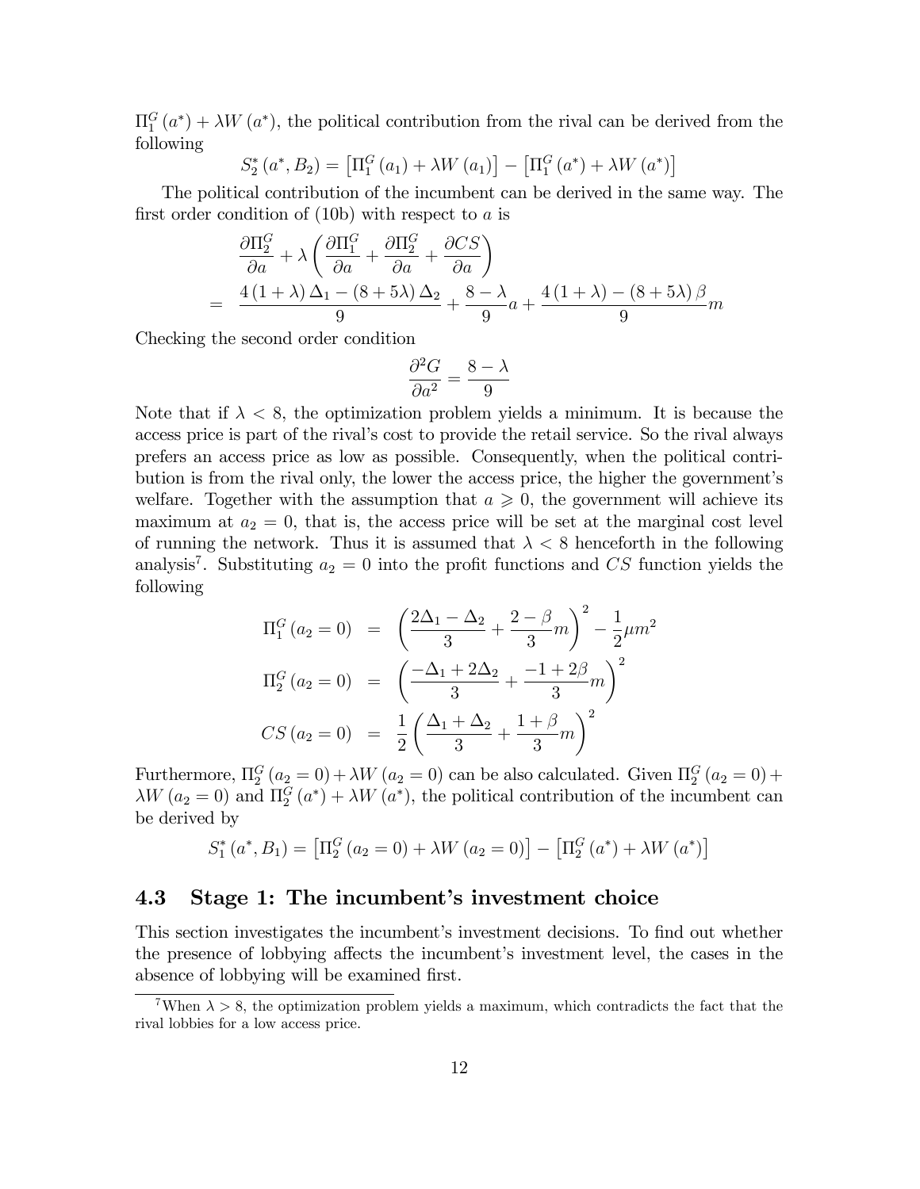$\Pi_1^G(a^*) + \lambda W(a^*)$, the political contribution from the rival can be derived from the following

$$S_2^*(a^*, B_2) = \left[\Pi_1^G(a_1) + \lambda W(a_1)\right] - \left[\Pi_1^G(a^*) + \lambda W(a^*)\right]$$

The political contribution of the incumbent can be derived in the same way. The first order condition of (10b) with respect to $a$ is

$$\begin{aligned}
&\frac{\partial \Pi_2^G}{\partial a} + \lambda\left(\frac{\partial \Pi_1^G}{\partial a} + \frac{\partial \Pi_2^G}{\partial a} + \frac{\partial CS}{\partial a}\right) \\
= \;& \frac{4(1+\lambda)\Delta_1 - (8+5\lambda)\Delta_2}{9} + \frac{8-\lambda}{9}a + \frac{4(1+\lambda) - (8+5\lambda)\beta}{9}m
\end{aligned}$$

Checking the second order condition

$$\frac{\partial^2 G}{\partial a^2} = \frac{8-\lambda}{9}$$

Note that if $\lambda < 8$, the optimization problem yields a minimum. It is because the access price is part of the rival's cost to provide the retail service. So the rival always prefers an access price as low as possible. Consequently, when the political contribution is from the rival only, the lower the access price, the higher the government's welfare. Together with the assumption that $a \geqslant 0$, the government will achieve its maximum at $a_2 = 0$, that is, the access price will be set at the marginal cost level of running the network. Thus it is assumed that $\lambda < 8$ henceforth in the following analysis[7]. Substituting $a_2 = 0$ into the profit functions and $CS$ function yields the following

$$\begin{aligned}
\Pi_1^G(a_2 = 0) &= \left(\frac{2\Delta_1 - \Delta_2}{3} + \frac{2-\beta}{3}m\right)^2 - \frac{1}{2}\mu m^2 \\
\Pi_2^G(a_2 = 0) &= \left(\frac{-\Delta_1 + 2\Delta_2}{3} + \frac{-1+2\beta}{3}m\right)^2 \\
CS(a_2 = 0) &= \frac{1}{2}\left(\frac{\Delta_1 + \Delta_2}{3} + \frac{1+\beta}{3}m\right)^2
\end{aligned}$$

Furthermore, $\Pi_2^G(a_2 = 0) + \lambda W(a_2 = 0)$ can be also calculated. Given $\Pi_2^G(a_2 = 0) + \lambda W(a_2 = 0)$ and $\Pi_2^G(a^*) + \lambda W(a^*)$, the political contribution of the incumbent can be derived by

$$S_1^*(a^*, B_1) = \left[\Pi_2^G(a_2 = 0) + \lambda W(a_2 = 0)\right] - \left[\Pi_2^G(a^*) + \lambda W(a^*)\right]$$

## 4.3 Stage 1: The incumbent's investment choice

This section investigates the incumbent's investment decisions. To find out whether the presence of lobbying affects the incumbent's investment level, the cases in the absence of lobbying will be examined first.

---

[7] When $\lambda > 8$, the optimization problem yields a maximum, which contradicts the fact that the rival lobbies for a low access price.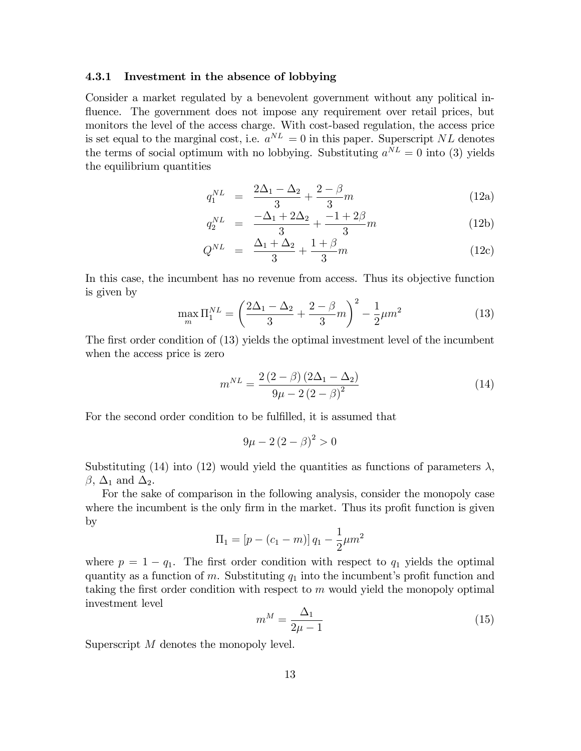#### 4.3.1 Investment in the absence of lobbying

Consider a market regulated by a benevolent government without any political influence. The government does not impose any requirement over retail prices, but monitors the level of the access charge. With cost-based regulation, the access price is set equal to the marginal cost, i.e. $a^{NL} = 0$ in this paper. Superscript $NL$ denotes the terms of social optimum with no lobbying. Substituting $a^{NL} = 0$ into (3) yields the equilibrium quantities

$$q_1^{NL} = \frac{2\Delta_1 - \Delta_2}{3} + \frac{2-\beta}{3}m \tag{12a}$$

$$q_2^{NL} = \frac{-\Delta_1 + 2\Delta_2}{3} + \frac{-1+2\beta}{3}m \tag{12b}$$

$$Q^{NL} = \frac{\Delta_1 + \Delta_2}{3} + \frac{1+\beta}{3}m \tag{12c}$$

In this case, the incumbent has no revenue from access. Thus its objective function is given by

$$\max_m \Pi_1^{NL} = \left( \frac{2\Delta_1 - \Delta_2}{3} + \frac{2-\beta}{3}m \right)^2 - \frac{1}{2}\mu m^2 \tag{13}$$

The first order condition of (13) yields the optimal investment level of the incumbent when the access price is zero

$$m^{NL} = \frac{2(2-\beta)(2\Delta_1 - \Delta_2)}{9\mu - 2(2-\beta)^2} \tag{14}$$

For the second order condition to be fulfilled, it is assumed that

$$9\mu - 2(2-\beta)^2 > 0$$

Substituting (14) into (12) would yield the quantities as functions of parameters $\lambda$, $\beta$, $\Delta_1$ and $\Delta_2$.

For the sake of comparison in the following analysis, consider the monopoly case where the incumbent is the only firm in the market. Thus its profit function is given by

$$\Pi_1 = [p - (c_1 - m)]\, q_1 - \frac{1}{2}\mu m^2$$

where $p = 1 - q_1$. The first order condition with respect to $q_1$ yields the optimal quantity as a function of $m$. Substituting $q_1$ into the incumbent's profit function and taking the first order condition with respect to $m$ would yield the monopoly optimal investment level

$$m^M = \frac{\Delta_1}{2\mu - 1} \tag{15}$$

Superscript $M$ denotes the monopoly level.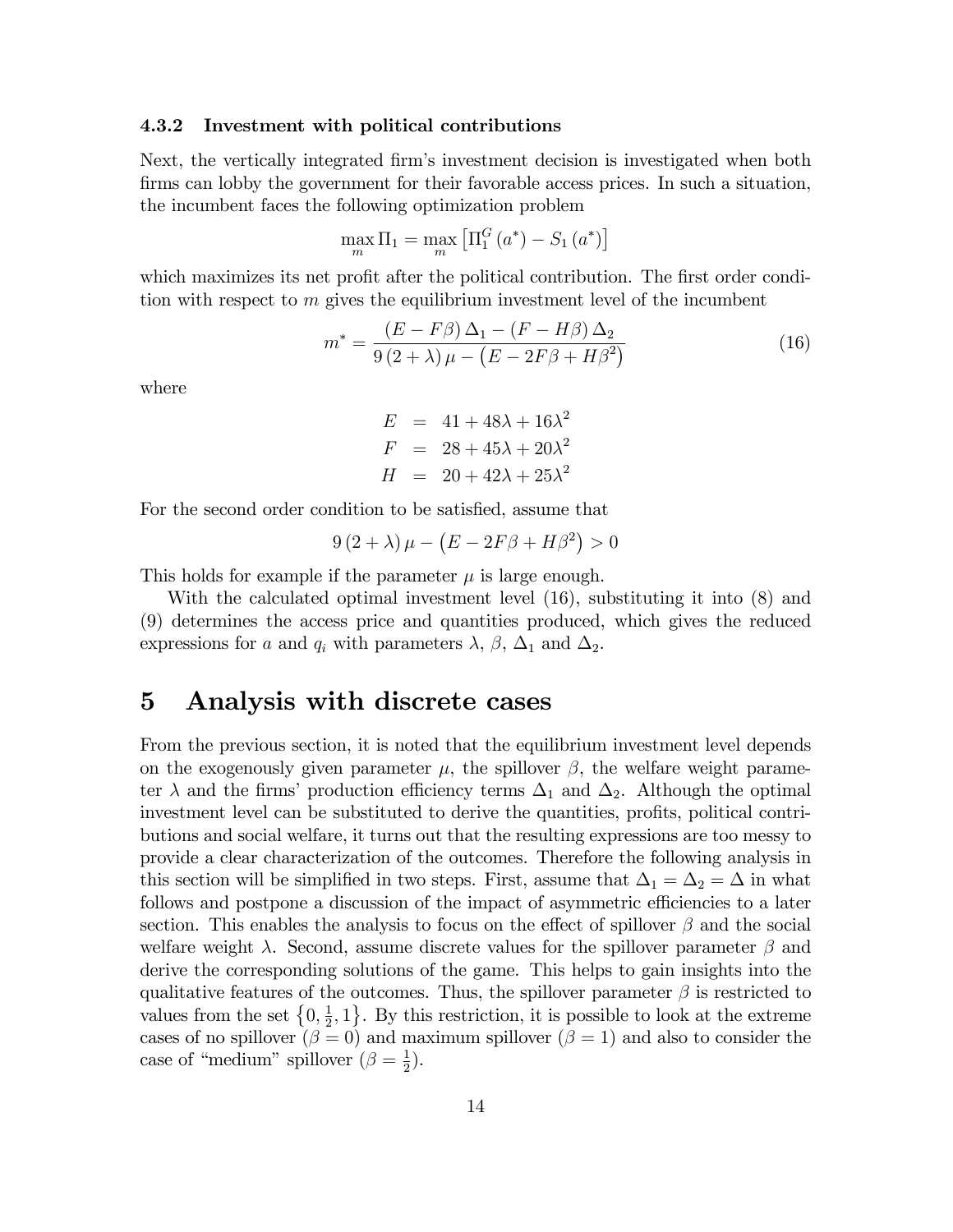#### 4.3.2 Investment with political contributions

Next, the vertically integrated firm's investment decision is investigated when both firms can lobby the government for their favorable access prices. In such a situation, the incumbent faces the following optimization problem

$$\max_m \Pi_1 = \max_m \left[\Pi_1^G(a^*) - S_1(a^*)\right]$$

which maximizes its net profit after the political contribution. The first order condition with respect to $m$ gives the equilibrium investment level of the incumbent

$$m^* = \frac{(E - F\beta)\Delta_1 - (F - H\beta)\Delta_2}{9(2+\lambda)\mu - \left(E - 2F\beta + H\beta^2\right)} \tag{16}$$

where

$$\begin{aligned} E &= 41 + 48\lambda + 16\lambda^2 \\ F &= 28 + 45\lambda + 20\lambda^2 \\ H &= 20 + 42\lambda + 25\lambda^2 \end{aligned}$$

For the second order condition to be satisfied, assume that

$$9(2+\lambda)\mu - \left(E - 2F\beta + H\beta^2\right) > 0$$

This holds for example if the parameter $\mu$ is large enough.

With the calculated optimal investment level (16), substituting it into (8) and (9) determines the access price and quantities produced, which gives the reduced expressions for $a$ and $q_i$ with parameters $\lambda$, $\beta$, $\Delta_1$ and $\Delta_2$.

# 5 Analysis with discrete cases

From the previous section, it is noted that the equilibrium investment level depends on the exogenously given parameter $\mu$, the spillover $\beta$, the welfare weight parameter $\lambda$ and the firms' production efficiency terms $\Delta_1$ and $\Delta_2$. Although the optimal investment level can be substituted to derive the quantities, profits, political contributions and social welfare, it turns out that the resulting expressions are too messy to provide a clear characterization of the outcomes. Therefore the following analysis in this section will be simplified in two steps. First, assume that $\Delta_1 = \Delta_2 = \Delta$ in what follows and postpone a discussion of the impact of asymmetric efficiencies to a later section. This enables the analysis to focus on the effect of spillover $\beta$ and the social welfare weight $\lambda$. Second, assume discrete values for the spillover parameter $\beta$ and derive the corresponding solutions of the game. This helps to gain insights into the qualitative features of the outcomes. Thus, the spillover parameter $\beta$ is restricted to values from the set $\left\{0, \frac{1}{2}, 1\right\}$. By this restriction, it is possible to look at the extreme cases of no spillover ($\beta = 0$) and maximum spillover ($\beta = 1$) and also to consider the case of "medium" spillover ($\beta = \frac{1}{2}$).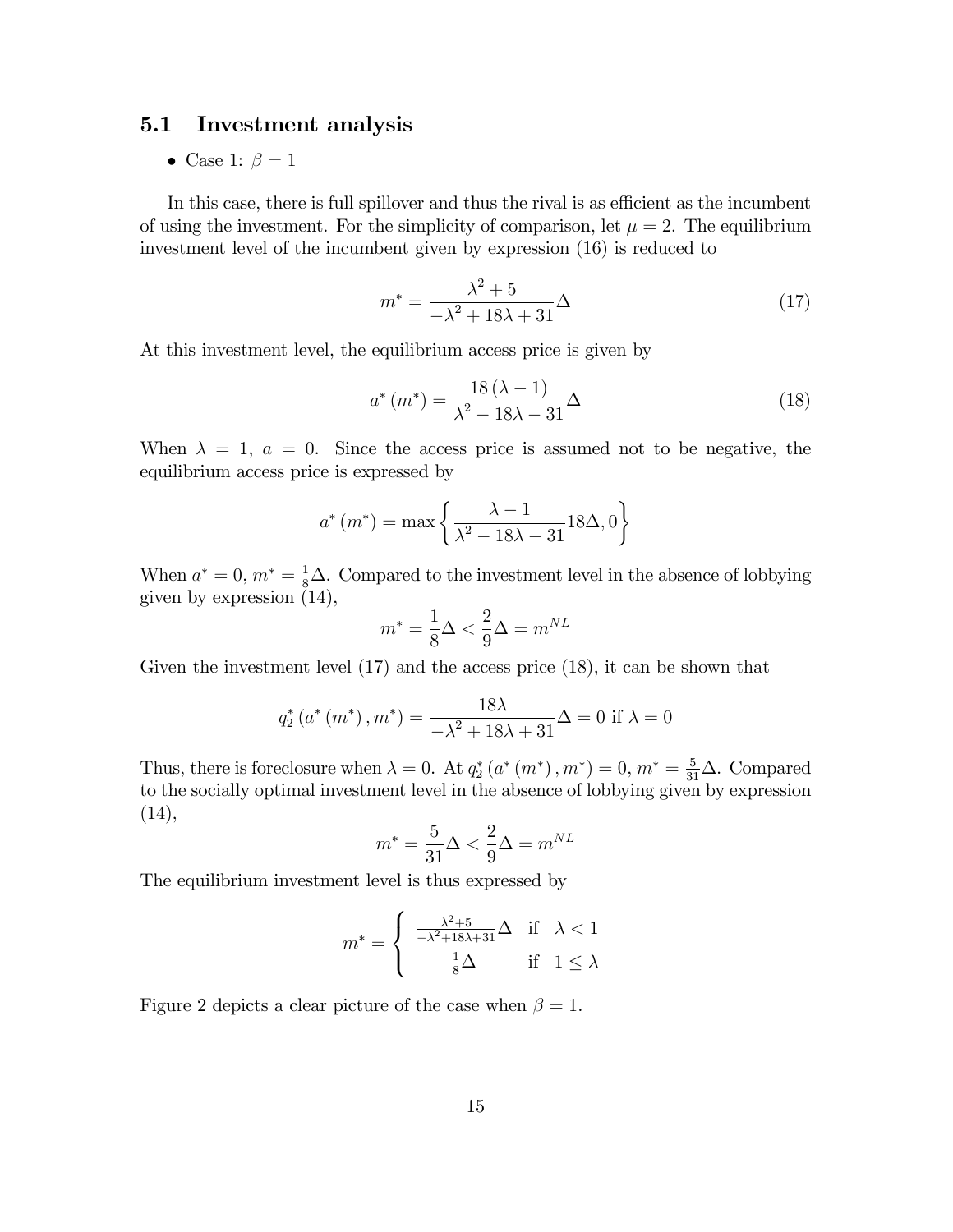### 5.1 Investment analysis

- Case 1: $\beta = 1$

In this case, there is full spillover and thus the rival is as efficient as the incumbent of using the investment. For the simplicity of comparison, let $\mu = 2$. The equilibrium investment level of the incumbent given by expression (16) is reduced to

$$m^* = \frac{\lambda^2 + 5}{-\lambda^2 + 18\lambda + 31}\Delta \tag{17}$$

At this investment level, the equilibrium access price is given by

$$a^*(m^*) = \frac{18(\lambda - 1)}{\lambda^2 - 18\lambda - 31}\Delta \tag{18}$$

When $\lambda = 1$, $a = 0$. Since the access price is assumed not to be negative, the equilibrium access price is expressed by

$$a^*(m^*) = \max\left\{\frac{\lambda - 1}{\lambda^2 - 18\lambda - 31}18\Delta, 0\right\}$$

When $a^* = 0$, $m^* = \frac{1}{8}\Delta$. Compared to the investment level in the absence of lobbying given by expression (14),

$$m^* = \frac{1}{8}\Delta < \frac{2}{9}\Delta = m^{NL}$$

Given the investment level (17) and the access price (18), it can be shown that

$$q_2^*(a^*(m^*), m^*) = \frac{18\lambda}{-\lambda^2 + 18\lambda + 31}\Delta = 0 \text{ if } \lambda = 0$$

Thus, there is foreclosure when $\lambda = 0$. At $q_2^*(a^*(m^*), m^*) = 0$, $m^* = \frac{5}{31}\Delta$. Compared to the socially optimal investment level in the absence of lobbying given by expression (14),

$$m^* = \frac{5}{31}\Delta < \frac{2}{9}\Delta = m^{NL}$$

The equilibrium investment level is thus expressed by

$$m^* = \begin{cases} \frac{\lambda^2+5}{-\lambda^2+18\lambda+31}\Delta & \text{if} \quad \lambda < 1 \\ \frac{1}{8}\Delta & \text{if} \quad 1 \leq \lambda \end{cases}$$

Figure 2 depicts a clear picture of the case when $\beta = 1$.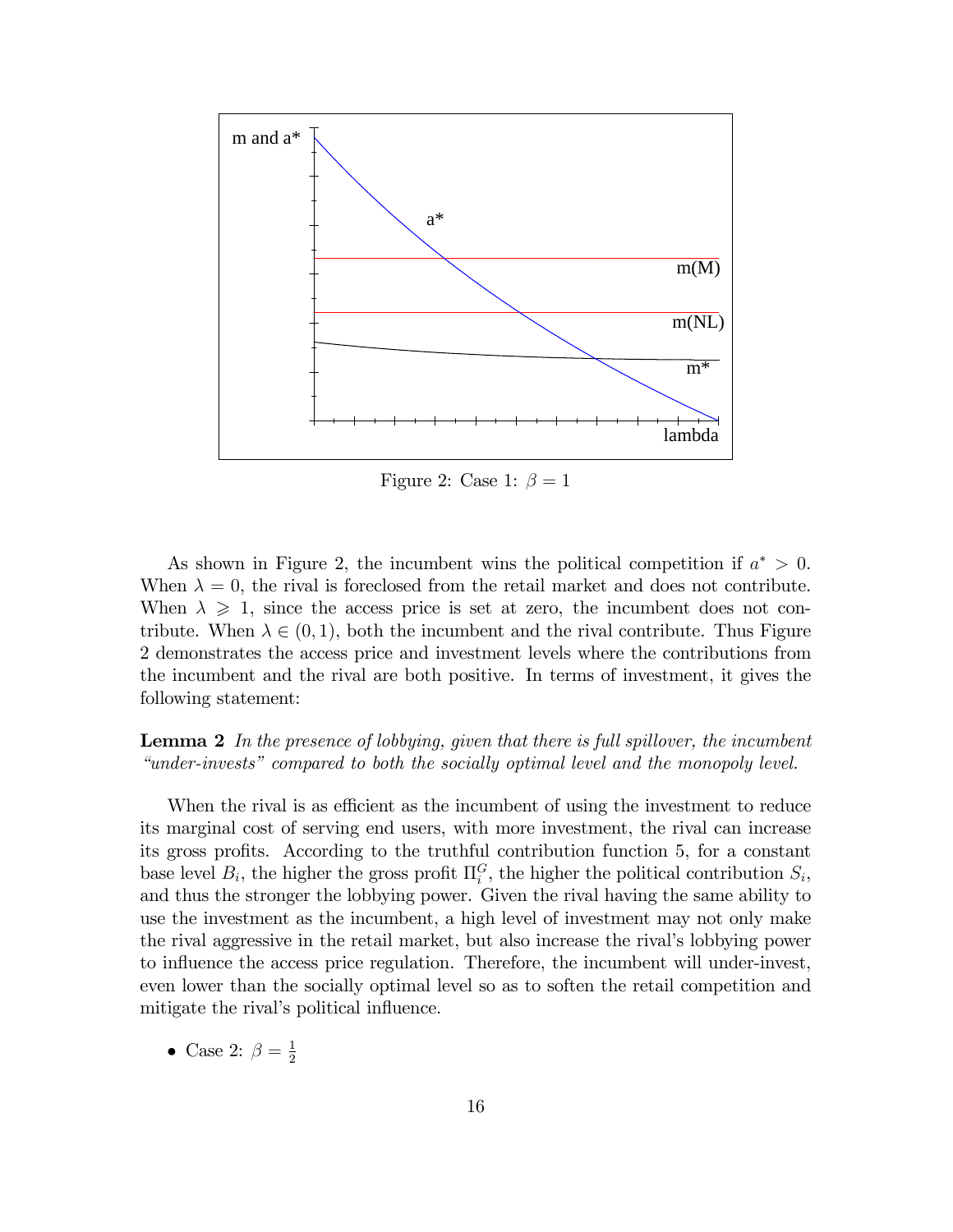Figure 2: Case 1: $\beta = 1$

As shown in Figure 2, the incumbent wins the political competition if $a^* > 0$. When $\lambda = 0$, the rival is foreclosed from the retail market and does not contribute. When $\lambda \geqslant 1$, since the access price is set at zero, the incumbent does not contribute. When $\lambda \in (0, 1)$, both the incumbent and the rival contribute. Thus Figure 2 demonstrates the access price and investment levels where the contributions from the incumbent and the rival are both positive. In terms of investment, it gives the following statement:

**Lemma 2** *In the presence of lobbying, given that there is full spillover, the incumbent "under-invests" compared to both the socially optimal level and the monopoly level.*

When the rival is as efficient as the incumbent of using the investment to reduce its marginal cost of serving end users, with more investment, the rival can increase its gross profits. According to the truthful contribution function 5, for a constant base level $B_i$, the higher the gross profit $\Pi_i^G$, the higher the political contribution $S_i$, and thus the stronger the lobbying power. Given the rival having the same ability to use the investment as the incumbent, a high level of investment may not only make the rival aggressive in the retail market, but also increase the rival's lobbying power to influence the access price regulation. Therefore, the incumbent will under-invest, even lower than the socially optimal level so as to soften the retail competition and mitigate the rival's political influence.

- Case 2: $\beta = \frac{1}{2}$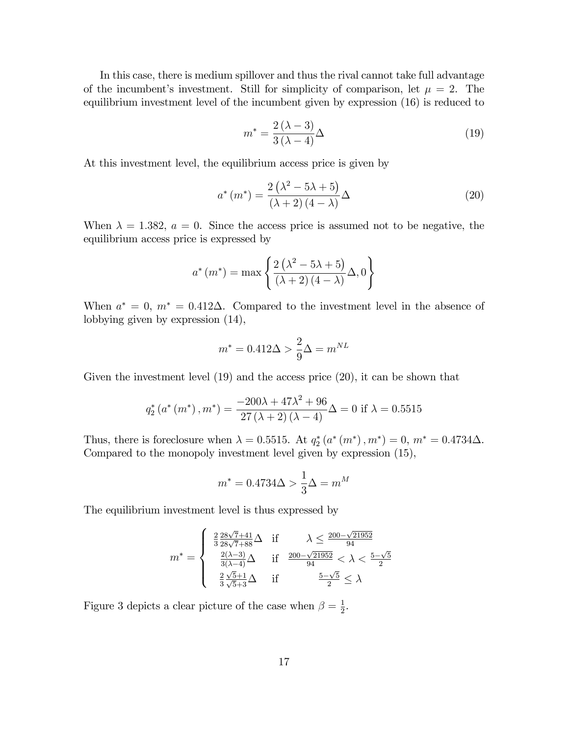In this case, there is medium spillover and thus the rival cannot take full advantage of the incumbent's investment. Still for simplicity of comparison, let $\mu = 2$. The equilibrium investment level of the incumbent given by expression (16) is reduced to

$$m^* = \frac{2(\lambda - 3)}{3(\lambda - 4)}\Delta \tag{19}$$

At this investment level, the equilibrium access price is given by

$$a^*(m^*) = \frac{2(\lambda^2 - 5\lambda + 5)}{(\lambda + 2)(4 - \lambda)}\Delta \tag{20}$$

When $\lambda = 1.382$, $a = 0$. Since the access price is assumed not to be negative, the equilibrium access price is expressed by

$$a^*(m^*) = \max\left\{\frac{2(\lambda^2 - 5\lambda + 5)}{(\lambda + 2)(4 - \lambda)}\Delta, 0\right\}$$

When $a^* = 0$, $m^* = 0.412\Delta$. Compared to the investment level in the absence of lobbying given by expression (14),

$$m^* = 0.412\Delta > \frac{2}{9}\Delta = m^{NL}$$

Given the investment level (19) and the access price (20), it can be shown that

$$q_2^*(a^*(m^*), m^*) = \frac{-200\lambda + 47\lambda^2 + 96}{27(\lambda + 2)(\lambda - 4)}\Delta = 0 \text{ if } \lambda = 0.5515$$

Thus, there is foreclosure when $\lambda = 0.5515$. At $q_2^*(a^*(m^*), m^*) = 0$, $m^* = 0.4734\Delta$. Compared to the monopoly investment level given by expression (15),

$$m^* = 0.4734\Delta > \frac{1}{3}\Delta = m^M$$

The equilibrium investment level is thus expressed by

$$m^* = \begin{cases} \frac{2}{3}\frac{28\sqrt{7}+41}{28\sqrt{7}+88}\Delta & \text{if} \quad \lambda \leq \frac{200-\sqrt{21952}}{94} \\ \frac{2(\lambda-3)}{3(\lambda-4)}\Delta & \text{if} \quad \frac{200-\sqrt{21952}}{94} < \lambda < \frac{5-\sqrt{5}}{2} \\ \frac{2}{3}\frac{\sqrt{5}+1}{\sqrt{5}+3}\Delta & \text{if} \quad \frac{5-\sqrt{5}}{2} \leq \lambda \end{cases}$$

Figure 3 depicts a clear picture of the case when $\beta = \frac{1}{2}$.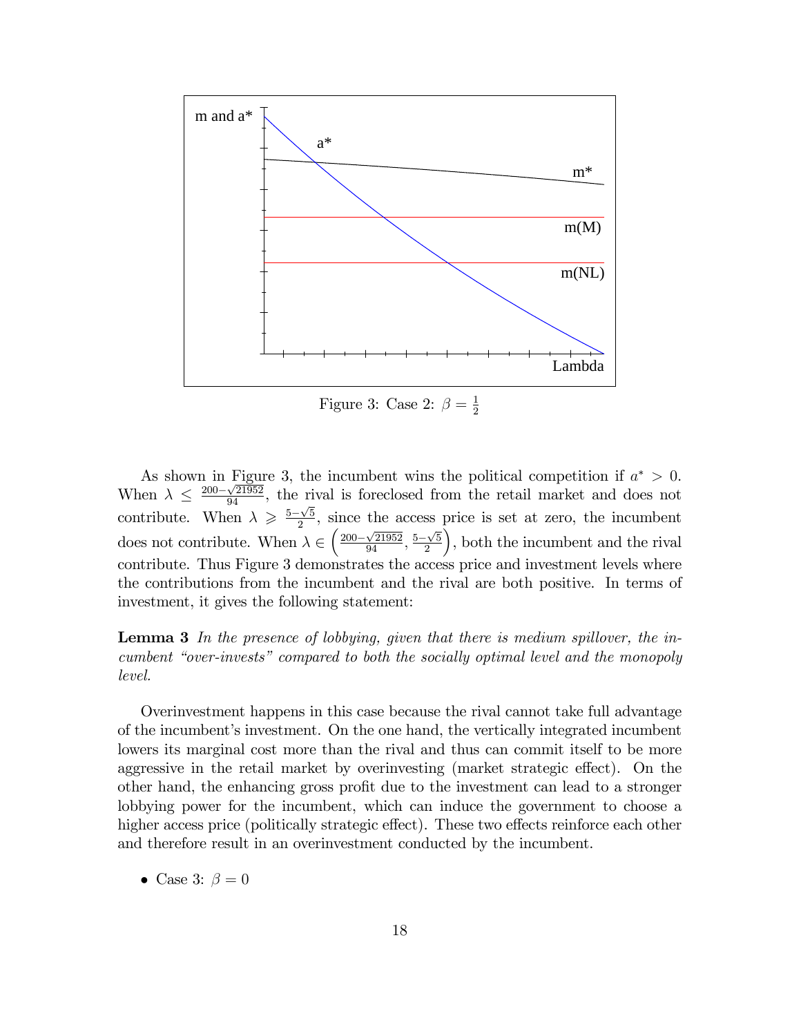Figure 3: Case 2: $\beta = \frac{1}{2}$

As shown in Figure 3, the incumbent wins the political competition if $a^* > 0$. When $\lambda \leq \frac{200-\sqrt{21952}}{94}$, the rival is foreclosed from the retail market and does not contribute. When $\lambda \geqslant \frac{5-\sqrt{5}}{2}$, since the access price is set at zero, the incumbent does not contribute. When $\lambda \in \left(\frac{200-\sqrt{21952}}{94}, \frac{5-\sqrt{5}}{2}\right)$, both the incumbent and the rival contribute. Thus Figure 3 demonstrates the access price and investment levels where the contributions from the incumbent and the rival are both positive. In terms of investment, it gives the following statement:

**Lemma 3** *In the presence of lobbying, given that there is medium spillover, the incumbent "over-invests" compared to both the socially optimal level and the monopoly level.*

Overinvestment happens in this case because the rival cannot take full advantage of the incumbent's investment. On the one hand, the vertically integrated incumbent lowers its marginal cost more than the rival and thus can commit itself to be more aggressive in the retail market by overinvesting (market strategic effect). On the other hand, the enhancing gross profit due to the investment can lead to a stronger lobbying power for the incumbent, which can induce the government to choose a higher access price (politically strategic effect). These two effects reinforce each other and therefore result in an overinvestment conducted by the incumbent.

- Case 3: $\beta = 0$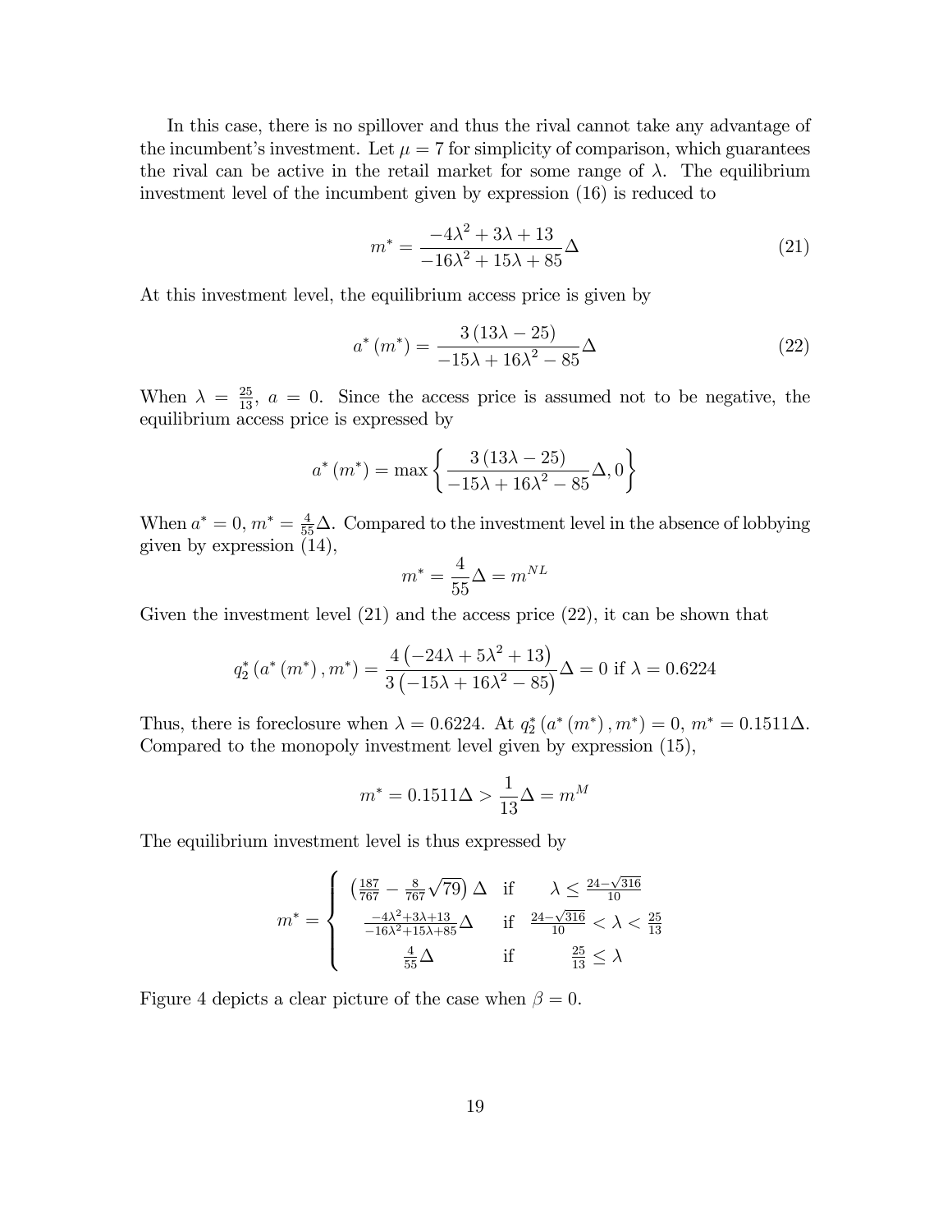In this case, there is no spillover and thus the rival cannot take any advantage of the incumbent's investment. Let $\mu = 7$ for simplicity of comparison, which guarantees the rival can be active in the retail market for some range of $\lambda$. The equilibrium investment level of the incumbent given by expression (16) is reduced to

$$m^* = \frac{-4\lambda^2 + 3\lambda + 13}{-16\lambda^2 + 15\lambda + 85}\Delta \tag{21}$$

At this investment level, the equilibrium access price is given by

$$a^*(m^*) = \frac{3(13\lambda - 25)}{-15\lambda + 16\lambda^2 - 85}\Delta \tag{22}$$

When $\lambda = \frac{25}{13}$, $a = 0$. Since the access price is assumed not to be negative, the equilibrium access price is expressed by

$$a^*(m^*) = \max\left\{\frac{3(13\lambda - 25)}{-15\lambda + 16\lambda^2 - 85}\Delta, 0\right\}$$

When $a^* = 0$, $m^* = \frac{4}{55}\Delta$. Compared to the investment level in the absence of lobbying given by expression (14),

$$m^* = \frac{4}{55}\Delta = m^{NL}$$

Given the investment level (21) and the access price (22), it can be shown that

$$q_2^*(a^*(m^*), m^*) = \frac{4(-24\lambda + 5\lambda^2 + 13)}{3(-15\lambda + 16\lambda^2 - 85)}\Delta = 0 \text{ if } \lambda = 0.6224$$

Thus, there is foreclosure when $\lambda = 0.6224$. At $q_2^*(a^*(m^*), m^*) = 0$, $m^* = 0.1511\Delta$. Compared to the monopoly investment level given by expression (15),

$$m^* = 0.1511\Delta > \frac{1}{13}\Delta = m^M$$

The equilibrium investment level is thus expressed by

$$m^* = \begin{cases} \left(\frac{187}{767} - \frac{8}{767}\sqrt{79}\right)\Delta & \text{if} \quad \lambda \leq \frac{24-\sqrt{316}}{10} \\ \frac{-4\lambda^2+3\lambda+13}{-16\lambda^2+15\lambda+85}\Delta & \text{if} \quad \frac{24-\sqrt{316}}{10} < \lambda < \frac{25}{13} \\ \frac{4}{55}\Delta & \text{if} \quad \frac{25}{13} \leq \lambda \end{cases}$$

Figure 4 depicts a clear picture of the case when $\beta = 0$.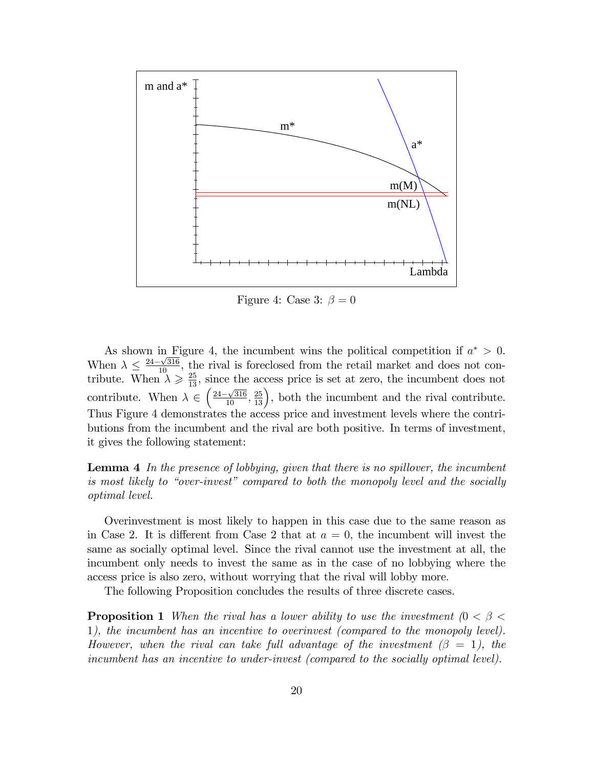Figure 4: Case 3: $\beta = 0$

As shown in Figure 4, the incumbent wins the political competition if $a^* > 0$. When $\lambda \leq \frac{24-\sqrt{316}}{10}$, the rival is foreclosed from the retail market and does not contribute. When $\lambda \geqslant \frac{25}{13}$, since the access price is set at zero, the incumbent does not contribute. When $\lambda \in \left(\frac{24-\sqrt{316}}{10}, \frac{25}{13}\right)$, both the incumbent and the rival contribute. Thus Figure 4 demonstrates the access price and investment levels where the contributions from the incumbent and the rival are both positive. In terms of investment, it gives the following statement:

**Lemma 4** *In the presence of lobbying, given that there is no spillover, the incumbent is most likely to "over-invest" compared to both the monopoly level and the socially optimal level.*

Overinvestment is most likely to happen in this case due to the same reason as in Case 2. It is different from Case 2 that at $a = 0$, the incumbent will invest the same as socially optimal level. Since the rival cannot use the investment at all, the incumbent only needs to invest the same as in the case of no lobbying where the access price is also zero, without worrying that the rival will lobby more.

The following Proposition concludes the results of three discrete cases.

**Proposition 1** *When the rival has a lower ability to use the investment ($0 < \beta < 1$), the incumbent has an incentive to overinvest (compared to the monopoly level). However, when the rival can take full advantage of the investment ($\beta = 1$), the incumbent has an incentive to under-invest (compared to the socially optimal level).*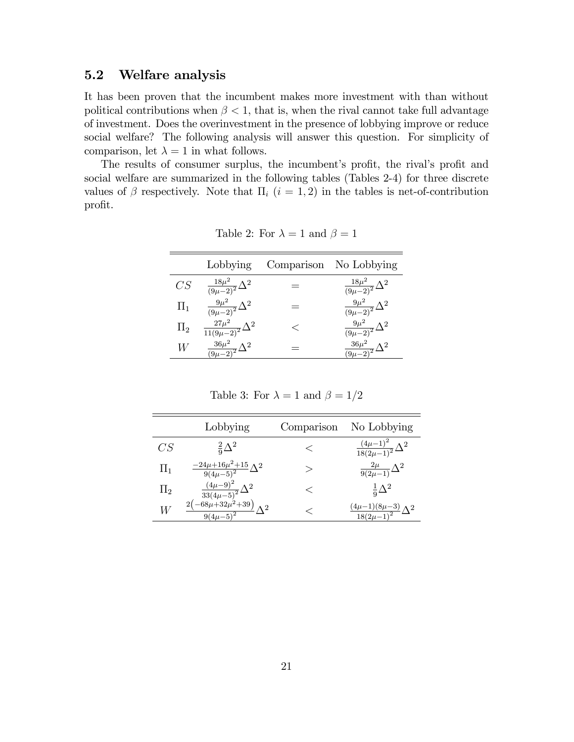## 5.2 Welfare analysis

It has been proven that the incumbent makes more investment with than without political contributions when $\beta < 1$, that is, when the rival cannot take full advantage of investment. Does the overinvestment in the presence of lobbying improve or reduce social welfare? The following analysis will answer this question. For simplicity of comparison, let $\lambda = 1$ in what follows.

The results of consumer surplus, the incumbent's profit, the rival's profit and social welfare are summarized in the following tables (Tables 2-4) for three discrete values of $\beta$ respectively. Note that $\Pi_i$ $(i = 1, 2)$ in the tables is net-of-contribution profit.

Table 2: For $\lambda = 1$ and $\beta = 1$

| | Lobbying | Comparison | No Lobbying |
|---|---|---|---|
| $CS$ | $\frac{18\mu^2}{(9\mu-2)^2}\Delta^2$ | $=$ | $\frac{18\mu^2}{(9\mu-2)^2}\Delta^2$ |
| $\Pi_1$ | $\frac{9\mu^2}{(9\mu-2)^2}\Delta^2$ | $=$ | $\frac{9\mu^2}{(9\mu-2)^2}\Delta^2$ |
| $\Pi_2$ | $\frac{27\mu^2}{11(9\mu-2)^2}\Delta^2$ | $<$ | $\frac{9\mu^2}{(9\mu-2)^2}\Delta^2$ |
| $W$ | $\frac{36\mu^2}{(9\mu-2)^2}\Delta^2$ | $=$ | $\frac{36\mu^2}{(9\mu-2)^2}\Delta^2$ |

Table 3: For $\lambda = 1$ and $\beta = 1/2$

| | Lobbying | Comparison | No Lobbying |
|---|---|---|---|
| $CS$ | $\frac{2}{9}\Delta^2$ | $<$ | $\frac{(4\mu-1)^2}{18(2\mu-1)^2}\Delta^2$ |
| $\Pi_1$ | $\frac{-24\mu+16\mu^2+15}{9(4\mu-5)^2}\Delta^2$ | $>$ | $\frac{2\mu}{9(2\mu-1)}\Delta^2$ |
| $\Pi_2$ | $\frac{(4\mu-9)^2}{33(4\mu-5)^2}\Delta^2$ | $<$ | $\frac{1}{9}\Delta^2$ |
| $W$ | $\frac{2\left(-68\mu+32\mu^2+39\right)}{9(4\mu-5)^2}\Delta^2$ | $<$ | $\frac{(4\mu-1)(8\mu-3)}{18(2\mu-1)^2}\Delta^2$ |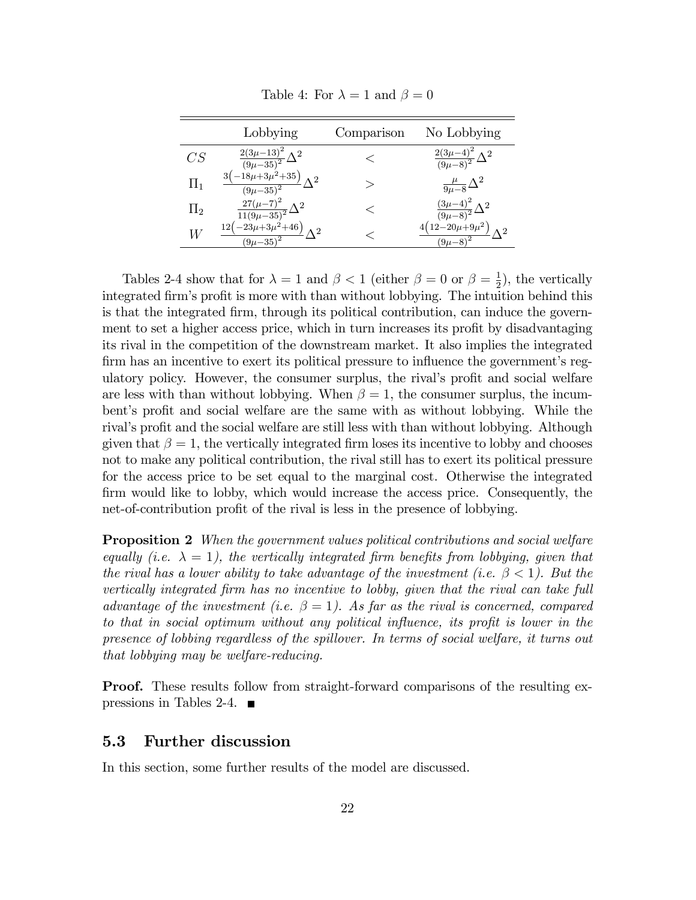Table 4: For $\lambda = 1$ and $\beta = 0$

| | Lobbying | Comparison | No Lobbying |
|---|---|---|---|
| $CS$ | $\frac{2(3\mu-13)^2}{(9\mu-35)^2}\Delta^2$ | $<$ | $\frac{2(3\mu-4)^2}{(9\mu-8)^2}\Delta^2$ |
| $\Pi_1$ | $\frac{3(-18\mu+3\mu^2+35)}{(9\mu-35)^2}\Delta^2$ | $>$ | $\frac{\mu}{9\mu-8}\Delta^2$ |
| $\Pi_2$ | $\frac{27(\mu-7)^2}{11(9\mu-35)^2}\Delta^2$ | $<$ | $\frac{(3\mu-4)^2}{(9\mu-8)^2}\Delta^2$ |
| $W$ | $\frac{12(-23\mu+3\mu^2+46)}{(9\mu-35)^2}\Delta^2$ | $<$ | $\frac{4(12-20\mu+9\mu^2)}{(9\mu-8)^2}\Delta^2$ |

Tables 2-4 show that for $\lambda = 1$ and $\beta < 1$ (either $\beta = 0$ or $\beta = \frac{1}{2}$), the vertically integrated firm's profit is more with than without lobbying. The intuition behind this is that the integrated firm, through its political contribution, can induce the government to set a higher access price, which in turn increases its profit by disadvantaging its rival in the competition of the downstream market. It also implies the integrated firm has an incentive to exert its political pressure to influence the government's regulatory policy. However, the consumer surplus, the rival's profit and social welfare are less with than without lobbying. When $\beta = 1$, the consumer surplus, the incumbent's profit and social welfare are the same with as without lobbying. While the rival's profit and the social welfare are still less with than without lobbying. Although given that $\beta = 1$, the vertically integrated firm loses its incentive to lobby and chooses not to make any political contribution, the rival still has to exert its political pressure for the access price to be set equal to the marginal cost. Otherwise the integrated firm would like to lobby, which would increase the access price. Consequently, the net-of-contribution profit of the rival is less in the presence of lobbying.

**Proposition 2** *When the government values political contributions and social welfare equally (i.e. $\lambda = 1$), the vertically integrated firm benefits from lobbying, given that the rival has a lower ability to take advantage of the investment (i.e. $\beta < 1$). But the vertically integrated firm has no incentive to lobby, given that the rival can take full advantage of the investment (i.e. $\beta = 1$). As far as the rival is concerned, compared to that in social optimum without any political influence, its profit is lower in the presence of lobbing regardless of the spillover. In terms of social welfare, it turns out that lobbying may be welfare-reducing.*

**Proof.** These results follow from straight-forward comparisons of the resulting expressions in Tables 2-4. ■

## 5.3 Further discussion

In this section, some further results of the model are discussed.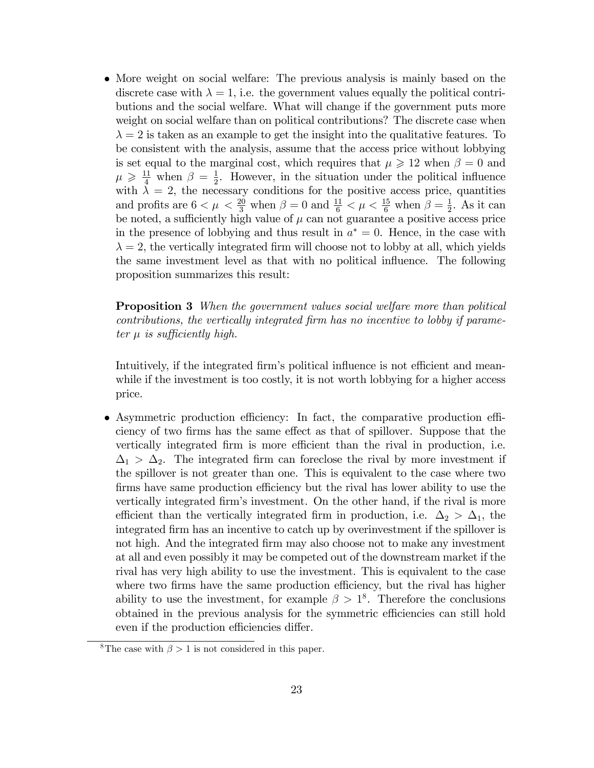- More weight on social welfare: The previous analysis is mainly based on the discrete case with $\lambda = 1$, i.e. the government values equally the political contributions and the social welfare. What will change if the government puts more weight on social welfare than on political contributions? The discrete case when $\lambda = 2$ is taken as an example to get the insight into the qualitative features. To be consistent with the analysis, assume that the access price without lobbying is set equal to the marginal cost, which requires that $\mu \geqslant 12$ when $\beta = 0$ and $\mu \geqslant \frac{11}{4}$ when $\beta = \frac{1}{2}$. However, in the situation under the political influence with $\lambda = 2$, the necessary conditions for the positive access price, quantities and profits are $6 < \mu < \frac{20}{3}$ when $\beta = 0$ and $\frac{11}{6} < \mu < \frac{15}{6}$ when $\beta = \frac{1}{2}$. As it can be noted, a sufficiently high value of $\mu$ can not guarantee a positive access price in the presence of lobbying and thus result in $a^* = 0$. Hence, in the case with $\lambda = 2$, the vertically integrated firm will choose not to lobby at all, which yields the same investment level as that with no political influence. The following proposition summarizes this result:

  **Proposition 3** *When the government values social welfare more than political contributions, the vertically integrated firm has no incentive to lobby if parameter $\mu$ is sufficiently high.*

  Intuitively, if the integrated firm's political influence is not efficient and meanwhile if the investment is too costly, it is not worth lobbying for a higher access price.

- Asymmetric production efficiency: In fact, the comparative production efficiency of two firms has the same effect as that of spillover. Suppose that the vertically integrated firm is more efficient than the rival in production, i.e. $\Delta_1 > \Delta_2$. The integrated firm can foreclose the rival by more investment if the spillover is not greater than one. This is equivalent to the case where two firms have same production efficiency but the rival has lower ability to use the vertically integrated firm's investment. On the other hand, if the rival is more efficient than the vertically integrated firm in production, i.e. $\Delta_2 > \Delta_1$, the integrated firm has an incentive to catch up by overinvestment if the spillover is not high. And the integrated firm may also choose not to make any investment at all and even possibly it may be competed out of the downstream market if the rival has very high ability to use the investment. This is equivalent to the case where two firms have the same production efficiency, but the rival has higher ability to use the investment, for example $\beta > 1$[8]. Therefore the conclusions obtained in the previous analysis for the symmetric efficiencies can still hold even if the production efficiencies differ.

[8] The case with $\beta > 1$ is not considered in this paper.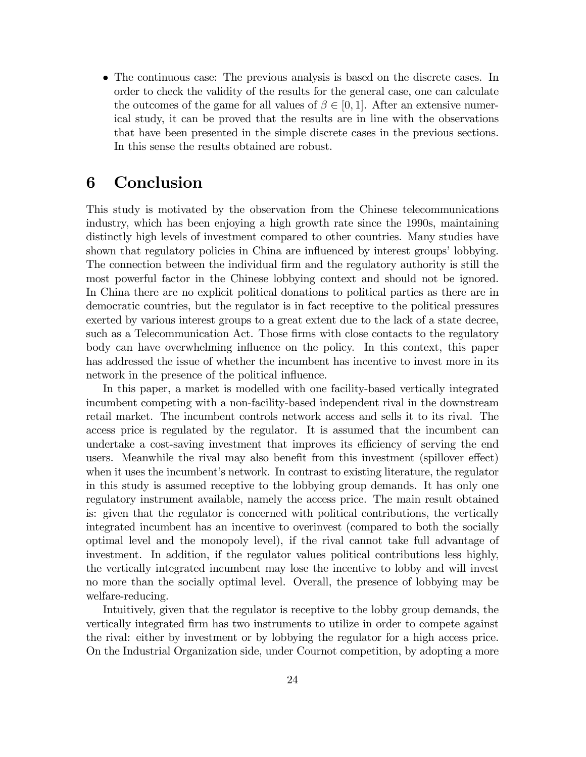- The continuous case: The previous analysis is based on the discrete cases. In order to check the validity of the results for the general case, one can calculate the outcomes of the game for all values of $\beta \in [0, 1]$. After an extensive numerical study, it can be proved that the results are in line with the observations that have been presented in the simple discrete cases in the previous sections. In this sense the results obtained are robust.

# 6 Conclusion

This study is motivated by the observation from the Chinese telecommunications industry, which has been enjoying a high growth rate since the 1990s, maintaining distinctly high levels of investment compared to other countries. Many studies have shown that regulatory policies in China are influenced by interest groups' lobbying. The connection between the individual firm and the regulatory authority is still the most powerful factor in the Chinese lobbying context and should not be ignored. In China there are no explicit political donations to political parties as there are in democratic countries, but the regulator is in fact receptive to the political pressures exerted by various interest groups to a great extent due to the lack of a state decree, such as a Telecommunication Act. Those firms with close contacts to the regulatory body can have overwhelming influence on the policy. In this context, this paper has addressed the issue of whether the incumbent has incentive to invest more in its network in the presence of the political influence.

In this paper, a market is modelled with one facility-based vertically integrated incumbent competing with a non-facility-based independent rival in the downstream retail market. The incumbent controls network access and sells it to its rival. The access price is regulated by the regulator. It is assumed that the incumbent can undertake a cost-saving investment that improves its efficiency of serving the end users. Meanwhile the rival may also benefit from this investment (spillover effect) when it uses the incumbent's network. In contrast to existing literature, the regulator in this study is assumed receptive to the lobbying group demands. It has only one regulatory instrument available, namely the access price. The main result obtained is: given that the regulator is concerned with political contributions, the vertically integrated incumbent has an incentive to overinvest (compared to both the socially optimal level and the monopoly level), if the rival cannot take full advantage of investment. In addition, if the regulator values political contributions less highly, the vertically integrated incumbent may lose the incentive to lobby and will invest no more than the socially optimal level. Overall, the presence of lobbying may be welfare-reducing.

Intuitively, given that the regulator is receptive to the lobby group demands, the vertically integrated firm has two instruments to utilize in order to compete against the rival: either by investment or by lobbying the regulator for a high access price. On the Industrial Organization side, under Cournot competition, by adopting a more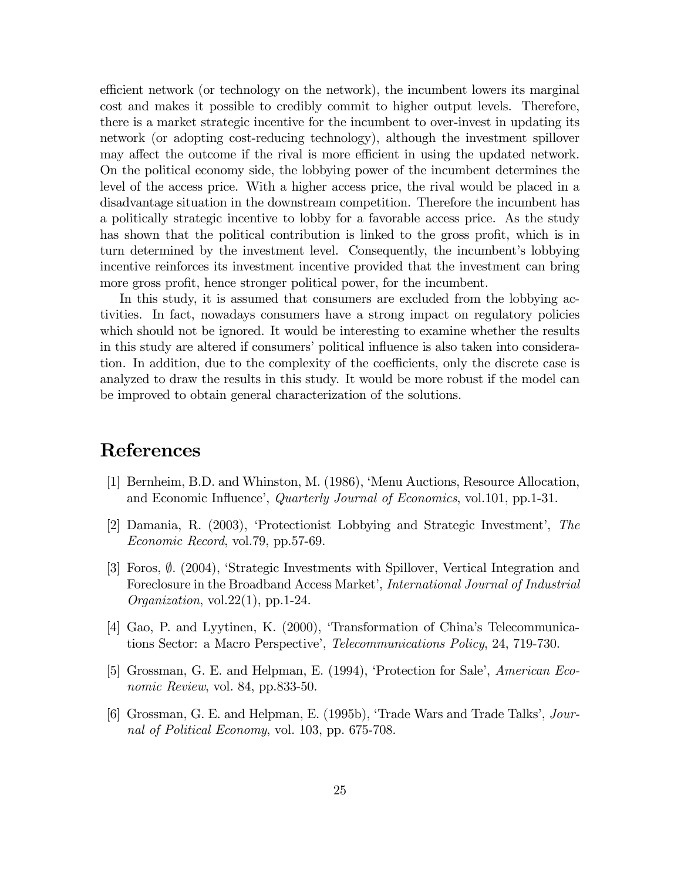efficient network (or technology on the network), the incumbent lowers its marginal cost and makes it possible to credibly commit to higher output levels. Therefore, there is a market strategic incentive for the incumbent to over-invest in updating its network (or adopting cost-reducing technology), although the investment spillover may affect the outcome if the rival is more efficient in using the updated network. On the political economy side, the lobbying power of the incumbent determines the level of the access price. With a higher access price, the rival would be placed in a disadvantage situation in the downstream competition. Therefore the incumbent has a politically strategic incentive to lobby for a favorable access price. As the study has shown that the political contribution is linked to the gross profit, which is in turn determined by the investment level. Consequently, the incumbent's lobbying incentive reinforces its investment incentive provided that the investment can bring more gross profit, hence stronger political power, for the incumbent.

In this study, it is assumed that consumers are excluded from the lobbying activities. In fact, nowadays consumers have a strong impact on regulatory policies which should not be ignored. It would be interesting to examine whether the results in this study are altered if consumers' political influence is also taken into consideration. In addition, due to the complexity of the coefficients, only the discrete case is analyzed to draw the results in this study. It would be more robust if the model can be improved to obtain general characterization of the solutions.

# References

[1] Bernheim, B.D. and Whinston, M. (1986), 'Menu Auctions, Resource Allocation, and Economic Influence', *Quarterly Journal of Economics*, vol.101, pp.1-31.

[2] Damania, R. (2003), 'Protectionist Lobbying and Strategic Investment', *The Economic Record*, vol.79, pp.57-69.

[3] Foros, Ø. (2004), 'Strategic Investments with Spillover, Vertical Integration and Foreclosure in the Broadband Access Market', *International Journal of Industrial Organization*, vol.22(1), pp.1-24.

[4] Gao, P. and Lyytinen, K. (2000), 'Transformation of China's Telecommunications Sector: a Macro Perspective', *Telecommunications Policy*, 24, 719-730.

[5] Grossman, G. E. and Helpman, E. (1994), 'Protection for Sale', *American Economic Review*, vol. 84, pp.833-50.

[6] Grossman, G. E. and Helpman, E. (1995b), 'Trade Wars and Trade Talks', *Journal of Political Economy*, vol. 103, pp. 675-708.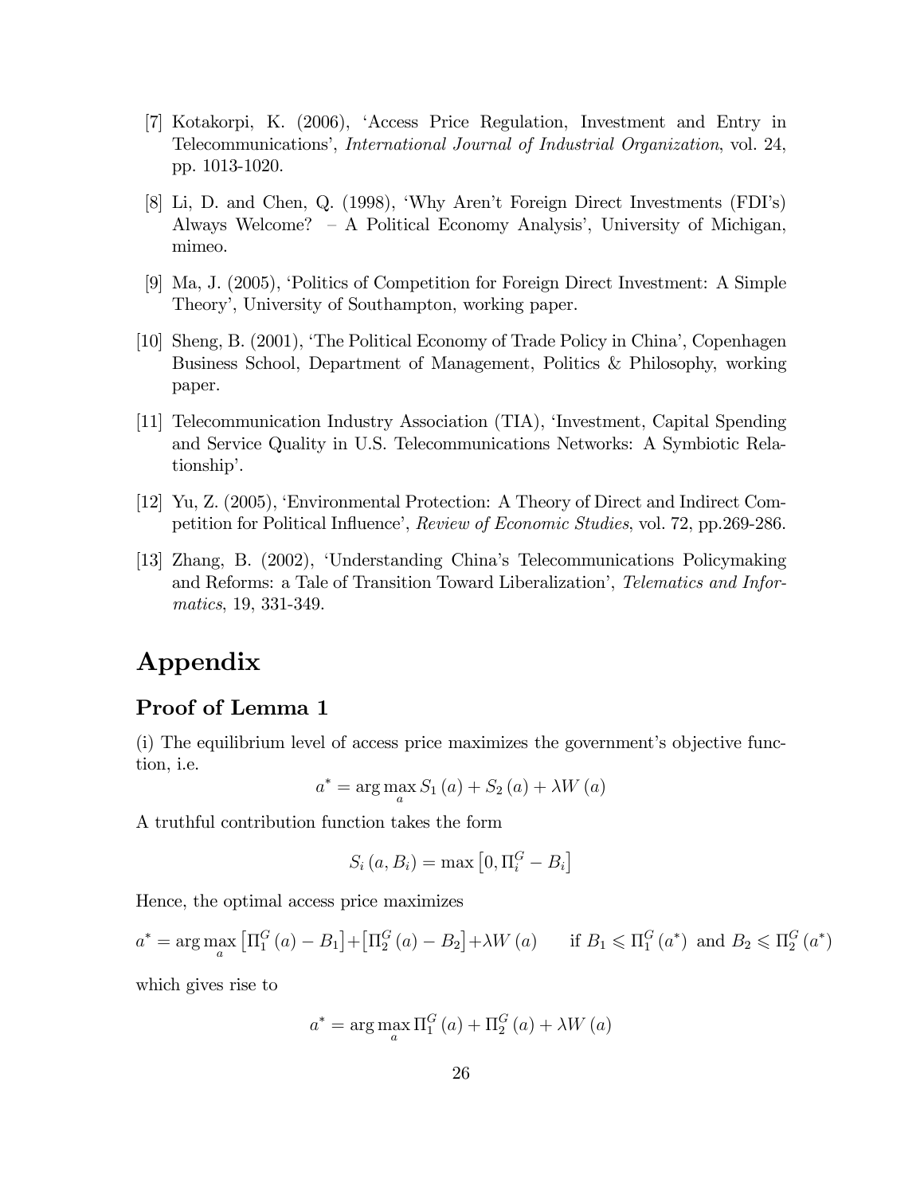[7] Kotakorpi, K. (2006), 'Access Price Regulation, Investment and Entry in Telecommunications', *International Journal of Industrial Organization*, vol. 24, pp. 1013-1020.

[8] Li, D. and Chen, Q. (1998), 'Why Aren't Foreign Direct Investments (FDI's) Always Welcome? – A Political Economy Analysis', University of Michigan, mimeo.

[9] Ma, J. (2005), 'Politics of Competition for Foreign Direct Investment: A Simple Theory', University of Southampton, working paper.

[10] Sheng, B. (2001), 'The Political Economy of Trade Policy in China', Copenhagen Business School, Department of Management, Politics & Philosophy, working paper.

[11] Telecommunication Industry Association (TIA), 'Investment, Capital Spending and Service Quality in U.S. Telecommunications Networks: A Symbiotic Relationship'.

[12] Yu, Z. (2005), 'Environmental Protection: A Theory of Direct and Indirect Competition for Political Influence', *Review of Economic Studies*, vol. 72, pp.269-286.

[13] Zhang, B. (2002), 'Understanding China's Telecommunications Policymaking and Reforms: a Tale of Transition Toward Liberalization', *Telematics and Informatics*, 19, 331-349.

# Appendix

## Proof of Lemma 1

(i) The equilibrium level of access price maximizes the government's objective function, i.e.

$$a^* = \arg\max_a S_1(a) + S_2(a) + \lambda W(a)$$

A truthful contribution function takes the form

$$S_i(a, B_i) = \max\left[0, \Pi_i^G - B_i\right]$$

Hence, the optimal access price maximizes

$$a^* = \arg\max_a \left[\Pi_1^G(a) - B_1\right] + \left[\Pi_2^G(a) - B_2\right] + \lambda W(a) \qquad \text{if } B_1 \leqslant \Pi_1^G(a^*) \text{ and } B_2 \leqslant \Pi_2^G(a^*)$$

which gives rise to

$$a^* = \arg\max_a \Pi_1^G(a) + \Pi_2^G(a) + \lambda W(a)$$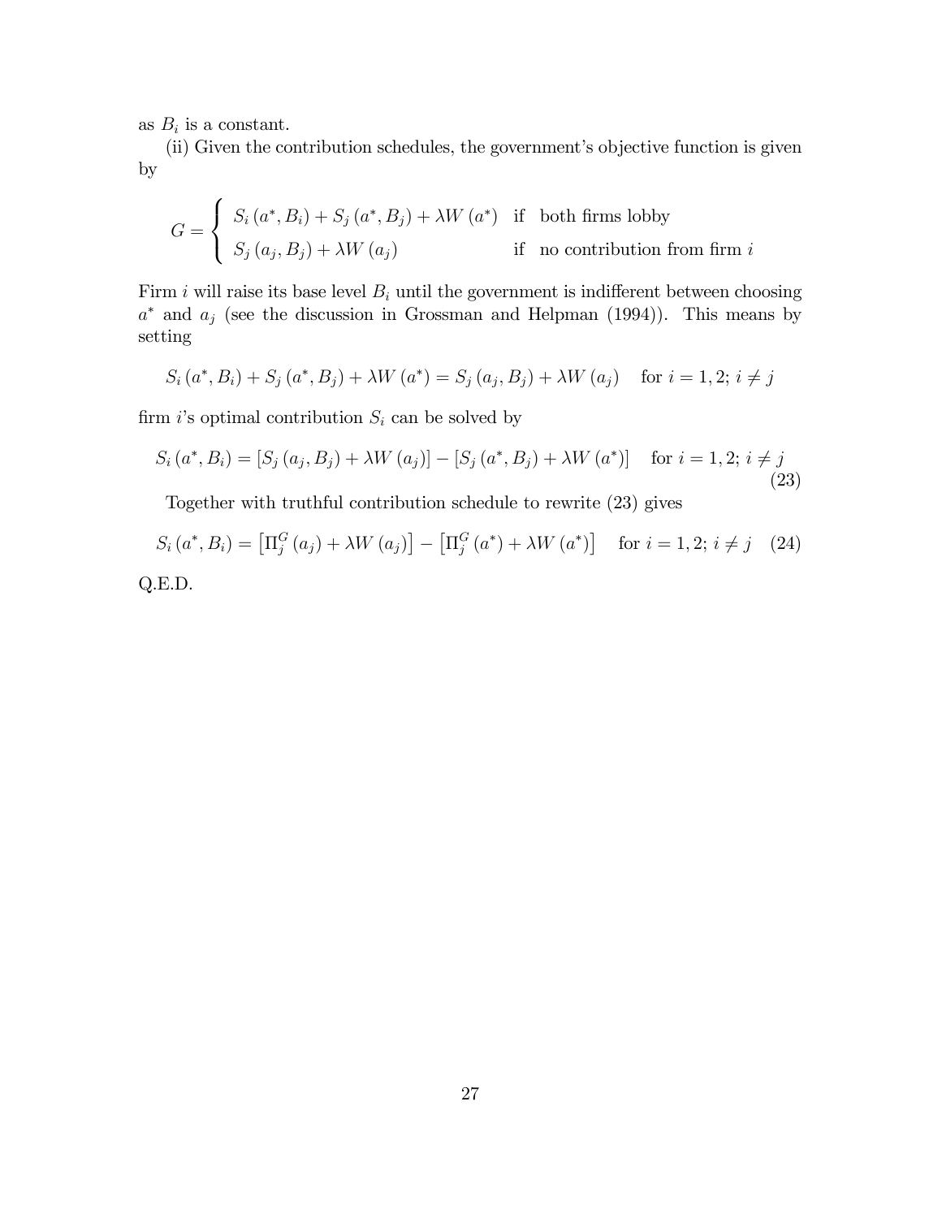as $B_i$ is a constant.

(ii) Given the contribution schedules, the government's objective function is given by

$$G = \begin{cases} S_i(a^*, B_i) + S_j(a^*, B_j) + \lambda W(a^*) & \text{if both firms lobby} \\ S_j(a_j, B_j) + \lambda W(a_j) & \text{if no contribution from firm } i \end{cases}$$

Firm $i$ will raise its base level $B_i$ until the government is indifferent between choosing $a^*$ and $a_j$ (see the discussion in Grossman and Helpman (1994)). This means by setting

$$S_i(a^*, B_i) + S_j(a^*, B_j) + \lambda W(a^*) = S_j(a_j, B_j) + \lambda W(a_j) \quad \text{for } i = 1, 2;\ i \neq j$$

firm $i$'s optimal contribution $S_i$ can be solved by

$$S_i(a^*, B_i) = [S_j(a_j, B_j) + \lambda W(a_j)] - [S_j(a^*, B_j) + \lambda W(a^*)] \quad \text{for } i = 1, 2;\ i \neq j \tag{23}$$

Together with truthful contribution schedule to rewrite (23) gives

$$S_i(a^*, B_i) = \left[\Pi_j^G(a_j) + \lambda W(a_j)\right] - \left[\Pi_j^G(a^*) + \lambda W(a^*)\right] \quad \text{for } i = 1, 2;\ i \neq j \tag{24}$$

Q.E.D.